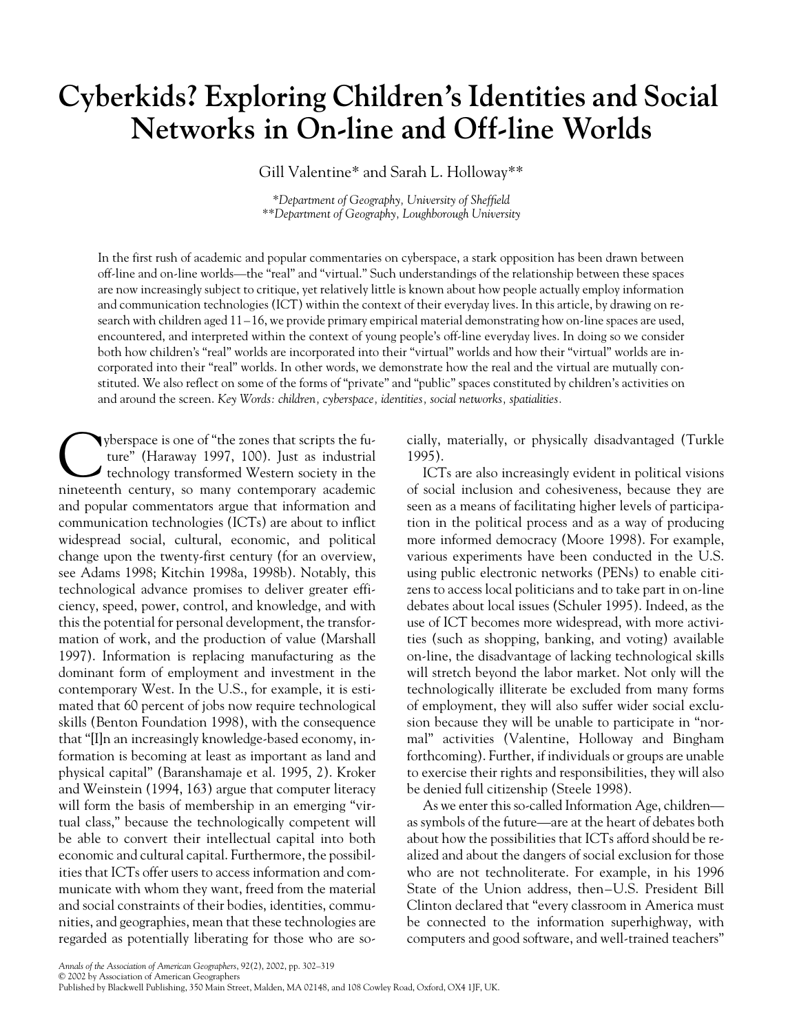# Cyberkids? Exploring Children's Identities and Social Networks in On-line and Off-line Worlds

Gill Valentine* and Sarah L. Holloway**

*Department of Geography, University of Sheffield
**Department of Geography, Loughborough University

In the first rush of academic and popular commentaries on cyberspace, a stark opposition has been drawn between off-line and on-line worlds—the "real" and "virtual." Such understandings of the relationship between these spaces are now increasingly subject to critique, yet relatively little is known about how people actually employ information and communication technologies (ICT) within the context of their everyday lives. In this article, by drawing on research with children aged 11–16, we provide primary empirical material demonstrating how on-line spaces are used, encountered, and interpreted within the context of young people's off-line everyday lives. In doing so we consider both how children's "real" worlds are incorporated into their "virtual" worlds and how their "virtual" worlds are incorporated into their "real" worlds. In other words, we demonstrate how the real and the virtual are mutually constituted. We also reflect on some of the forms of "private" and "public" spaces constituted by children's activities on and around the screen. *Key Words: children, cyberspace, identities, social networks, spatialities.*

Cyberspace is one of "the zones that scripts the future" (Haraway 1997, 100). Just as industrial technology transformed Western society in the nineteenth century, so many contemporary academic and popular commentators argue that information and communication technologies (ICTs) are about to inflict widespread social, cultural, economic, and political change upon the twenty-first century (for an overview, see Adams 1998; Kitchin 1998a, 1998b). Notably, this technological advance promises to deliver greater efficiency, speed, power, control, and knowledge, and with this the potential for personal development, the transformation of work, and the production of value (Marshall 1997). Information is replacing manufacturing as the dominant form of employment and investment in the contemporary West. In the U.S., for example, it is estimated that 60 percent of jobs now require technological skills (Benton Foundation 1998), with the consequence that "[I]n an increasingly knowledge-based economy, information is becoming at least as important as land and physical capital" (Baranshamaje et al. 1995, 2). Kroker and Weinstein (1994, 163) argue that computer literacy will form the basis of membership in an emerging "virtual class," because the technologically competent will be able to convert their intellectual capital into both economic and cultural capital. Furthermore, the possibilities that ICTs offer users to access information and communicate with whom they want, freed from the material and social constraints of their bodies, identities, communities, and geographies, mean that these technologies are regarded as potentially liberating for those who are socially, materially, or physically disadvantaged (Turkle 1995).

ICTs are also increasingly evident in political visions of social inclusion and cohesiveness, because they are seen as a means of facilitating higher levels of participation in the political process and as a way of producing more informed democracy (Moore 1998). For example, various experiments have been conducted in the U.S. using public electronic networks (PENs) to enable citizens to access local politicians and to take part in on-line debates about local issues (Schuler 1995). Indeed, as the use of ICT becomes more widespread, with more activities (such as shopping, banking, and voting) available on-line, the disadvantage of lacking technological skills will stretch beyond the labor market. Not only will the technologically illiterate be excluded from many forms of employment, they will also suffer wider social exclusion because they will be unable to participate in "normal" activities (Valentine, Holloway and Bingham forthcoming). Further, if individuals or groups are unable to exercise their rights and responsibilities, they will also be denied full citizenship (Steele 1998).

As we enter this so-called Information Age, children—as symbols of the future—are at the heart of debates both about how the possibilities that ICTs afford should be realized and about the dangers of social exclusion for those who are not technoliterate. For example, in his 1996 State of the Union address, then–U.S. President Bill Clinton declared that "every classroom in America must be connected to the information superhighway, with computers and good software, and well-trained teachers"

Annals of the Association of American Geographers, 92(2), 2002, pp. 302–319
© 2002 by Association of American Geographers
Published by Blackwell Publishing, 350 Main Street, Malden, MA 02148, and 108 Cowley Road, Oxford, OX4 1JF, UK.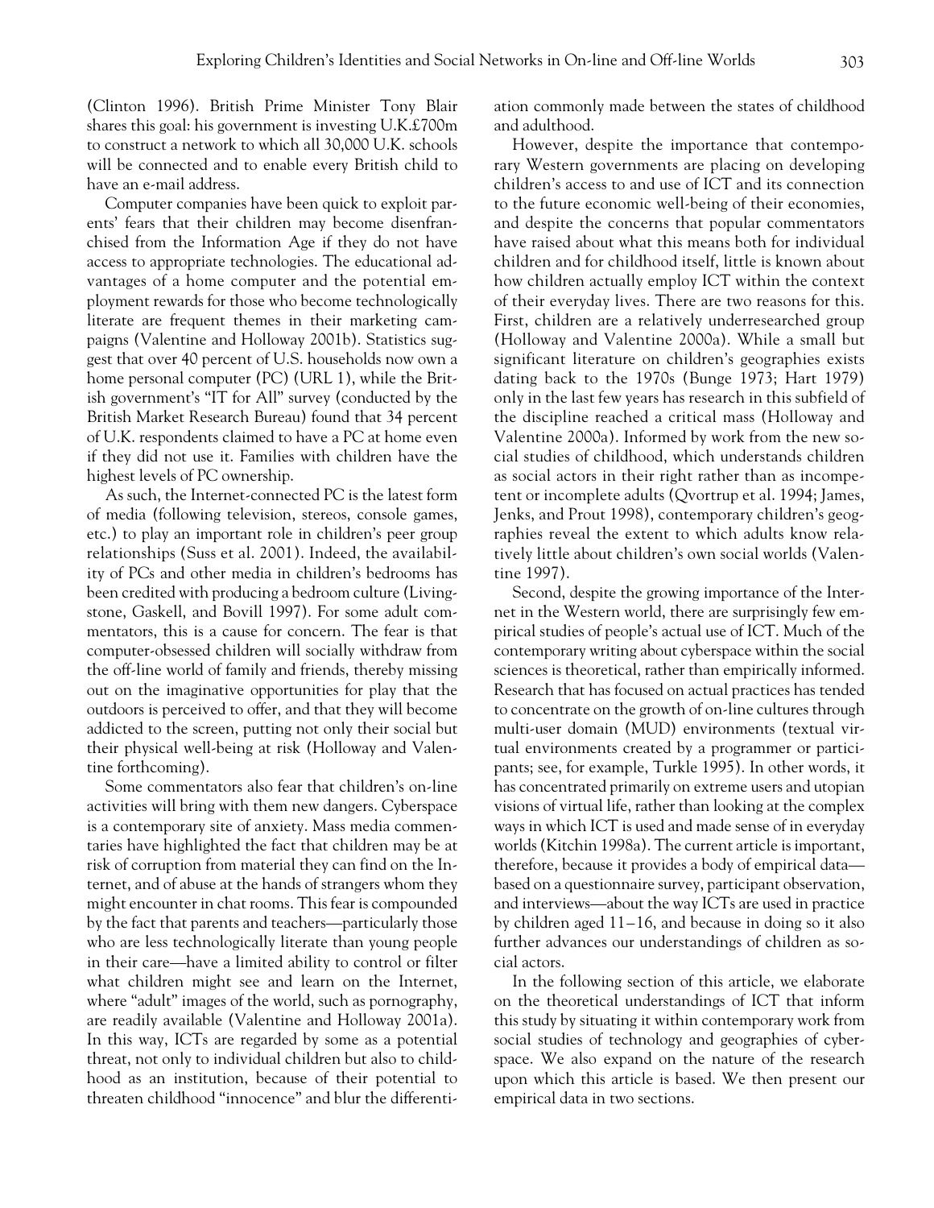(Clinton 1996). British Prime Minister Tony Blair shares this goal: his government is investing U.K.£700m to construct a network to which all 30,000 U.K. schools will be connected and to enable every British child to have an e-mail address.

Computer companies have been quick to exploit parents' fears that their children may become disenfranchised from the Information Age if they do not have access to appropriate technologies. The educational advantages of a home computer and the potential employment rewards for those who become technologically literate are frequent themes in their marketing campaigns (Valentine and Holloway 2001b). Statistics suggest that over 40 percent of U.S. households now own a home personal computer (PC) (URL 1), while the British government's "IT for All" survey (conducted by the British Market Research Bureau) found that 34 percent of U.K. respondents claimed to have a PC at home even if they did not use it. Families with children have the highest levels of PC ownership.

As such, the Internet-connected PC is the latest form of media (following television, stereos, console games, etc.) to play an important role in children's peer group relationships (Suss et al. 2001). Indeed, the availability of PCs and other media in children's bedrooms has been credited with producing a bedroom culture (Livingstone, Gaskell, and Bovill 1997). For some adult commentators, this is a cause for concern. The fear is that computer-obsessed children will socially withdraw from the off-line world of family and friends, thereby missing out on the imaginative opportunities for play that the outdoors is perceived to offer, and that they will become addicted to the screen, putting not only their social but their physical well-being at risk (Holloway and Valentine forthcoming).

Some commentators also fear that children's on-line activities will bring with them new dangers. Cyberspace is a contemporary site of anxiety. Mass media commentaries have highlighted the fact that children may be at risk of corruption from material they can find on the Internet, and of abuse at the hands of strangers whom they might encounter in chat rooms. This fear is compounded by the fact that parents and teachers—particularly those who are less technologically literate than young people in their care—have a limited ability to control or filter what children might see and learn on the Internet, where "adult" images of the world, such as pornography, are readily available (Valentine and Holloway 2001a). In this way, ICTs are regarded by some as a potential threat, not only to individual children but also to childhood as an institution, because of their potential to threaten childhood "innocence" and blur the differentiation commonly made between the states of childhood and adulthood.

However, despite the importance that contemporary Western governments are placing on developing children's access to and use of ICT and its connection to the future economic well-being of their economies, and despite the concerns that popular commentators have raised about what this means both for individual children and for childhood itself, little is known about how children actually employ ICT within the context of their everyday lives. There are two reasons for this. First, children are a relatively underresearched group (Holloway and Valentine 2000a). While a small but significant literature on children's geographies exists dating back to the 1970s (Bunge 1973; Hart 1979) only in the last few years has research in this subfield of the discipline reached a critical mass (Holloway and Valentine 2000a). Informed by work from the new social studies of childhood, which understands children as social actors in their right rather than as incompetent or incomplete adults (Qvortrup et al. 1994; James, Jenks, and Prout 1998), contemporary children's geographies reveal the extent to which adults know relatively little about children's own social worlds (Valentine 1997).

Second, despite the growing importance of the Internet in the Western world, there are surprisingly few empirical studies of people's actual use of ICT. Much of the contemporary writing about cyberspace within the social sciences is theoretical, rather than empirically informed. Research that has focused on actual practices has tended to concentrate on the growth of on-line cultures through multi-user domain (MUD) environments (textual virtual environments created by a programmer or participants; see, for example, Turkle 1995). In other words, it has concentrated primarily on extreme users and utopian visions of virtual life, rather than looking at the complex ways in which ICT is used and made sense of in everyday worlds (Kitchin 1998a). The current article is important, therefore, because it provides a body of empirical data—based on a questionnaire survey, participant observation, and interviews—about the way ICTs are used in practice by children aged 11–16, and because in doing so it also further advances our understandings of children as social actors.

In the following section of this article, we elaborate on the theoretical understandings of ICT that inform this study by situating it within contemporary work from social studies of technology and geographies of cyberspace. We also expand on the nature of the research upon which this article is based. We then present our empirical data in two sections.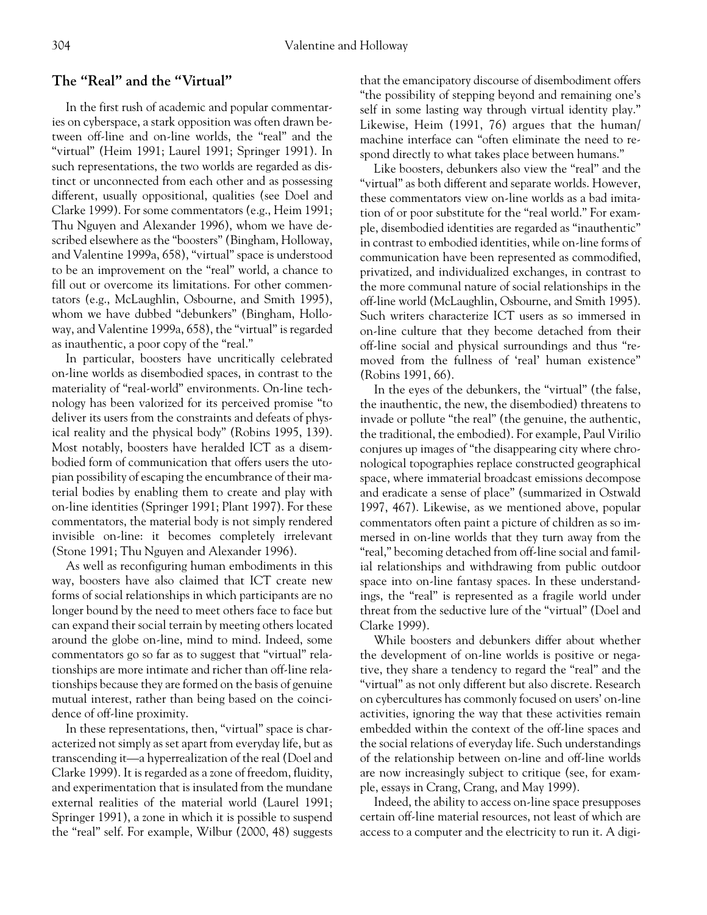## The "Real" and the "Virtual"

In the first rush of academic and popular commentaries on cyberspace, a stark opposition was often drawn between off-line and on-line worlds, the "real" and the "virtual" (Heim 1991; Laurel 1991; Springer 1991). In such representations, the two worlds are regarded as distinct or unconnected from each other and as possessing different, usually oppositional, qualities (see Doel and Clarke 1999). For some commentators (e.g., Heim 1991; Thu Nguyen and Alexander 1996), whom we have described elsewhere as the "boosters" (Bingham, Holloway, and Valentine 1999a, 658), "virtual" space is understood to be an improvement on the "real" world, a chance to fill out or overcome its limitations. For other commentators (e.g., McLaughlin, Osbourne, and Smith 1995), whom we have dubbed "debunkers" (Bingham, Holloway, and Valentine 1999a, 658), the "virtual" is regarded as inauthentic, a poor copy of the "real."

In particular, boosters have uncritically celebrated on-line worlds as disembodied spaces, in contrast to the materiality of "real-world" environments. On-line technology has been valorized for its perceived promise "to deliver its users from the constraints and defeats of physical reality and the physical body" (Robins 1995, 139). Most notably, boosters have heralded ICT as a disembodied form of communication that offers users the utopian possibility of escaping the encumbrance of their material bodies by enabling them to create and play with on-line identities (Springer 1991; Plant 1997). For these commentators, the material body is not simply rendered invisible on-line: it becomes completely irrelevant (Stone 1991; Thu Nguyen and Alexander 1996).

As well as reconfiguring human embodiments in this way, boosters have also claimed that ICT create new forms of social relationships in which participants are no longer bound by the need to meet others face to face but can expand their social terrain by meeting others located around the globe on-line, mind to mind. Indeed, some commentators go so far as to suggest that "virtual" relationships are more intimate and richer than off-line relationships because they are formed on the basis of genuine mutual interest, rather than being based on the coincidence of off-line proximity.

In these representations, then, "virtual" space is characterized not simply as set apart from everyday life, but as transcending it—a hyperrealization of the real (Doel and Clarke 1999). It is regarded as a zone of freedom, fluidity, and experimentation that is insulated from the mundane external realities of the material world (Laurel 1991; Springer 1991), a zone in which it is possible to suspend the "real" self. For example, Wilbur (2000, 48) suggests that the emancipatory discourse of disembodiment offers "the possibility of stepping beyond and remaining one's self in some lasting way through virtual identity play." Likewise, Heim (1991, 76) argues that the human/machine interface can "often eliminate the need to respond directly to what takes place between humans."

Like boosters, debunkers also view the "real" and the "virtual" as both different and separate worlds. However, these commentators view on-line worlds as a bad imitation of or poor substitute for the "real world." For example, disembodied identities are regarded as "inauthentic" in contrast to embodied identities, while on-line forms of communication have been represented as commodified, privatized, and individualized exchanges, in contrast to the more communal nature of social relationships in the off-line world (McLaughlin, Osbourne, and Smith 1995). Such writers characterize ICT users as so immersed in on-line culture that they become detached from their off-line social and physical surroundings and thus "removed from the fullness of 'real' human existence" (Robins 1991, 66).

In the eyes of the debunkers, the "virtual" (the false, the inauthentic, the new, the disembodied) threatens to invade or pollute "the real" (the genuine, the authentic, the traditional, the embodied). For example, Paul Virilio conjures up images of "the disappearing city where chronological topographies replace constructed geographical space, where immaterial broadcast emissions decompose and eradicate a sense of place" (summarized in Ostwald 1997, 467). Likewise, as we mentioned above, popular commentators often paint a picture of children as so immersed in on-line worlds that they turn away from the "real," becoming detached from off-line social and familial relationships and withdrawing from public outdoor space into on-line fantasy spaces. In these understandings, the "real" is represented as a fragile world under threat from the seductive lure of the "virtual" (Doel and Clarke 1999).

While boosters and debunkers differ about whether the development of on-line worlds is positive or negative, they share a tendency to regard the "real" and the "virtual" as not only different but also discrete. Research on cybercultures has commonly focused on users' on-line activities, ignoring the way that these activities remain embedded within the context of the off-line spaces and the social relations of everyday life. Such understandings of the relationship between on-line and off-line worlds are now increasingly subject to critique (see, for example, essays in Crang, Crang, and May 1999).

Indeed, the ability to access on-line space presupposes certain off-line material resources, not least of which are access to a computer and the electricity to run it. A digi-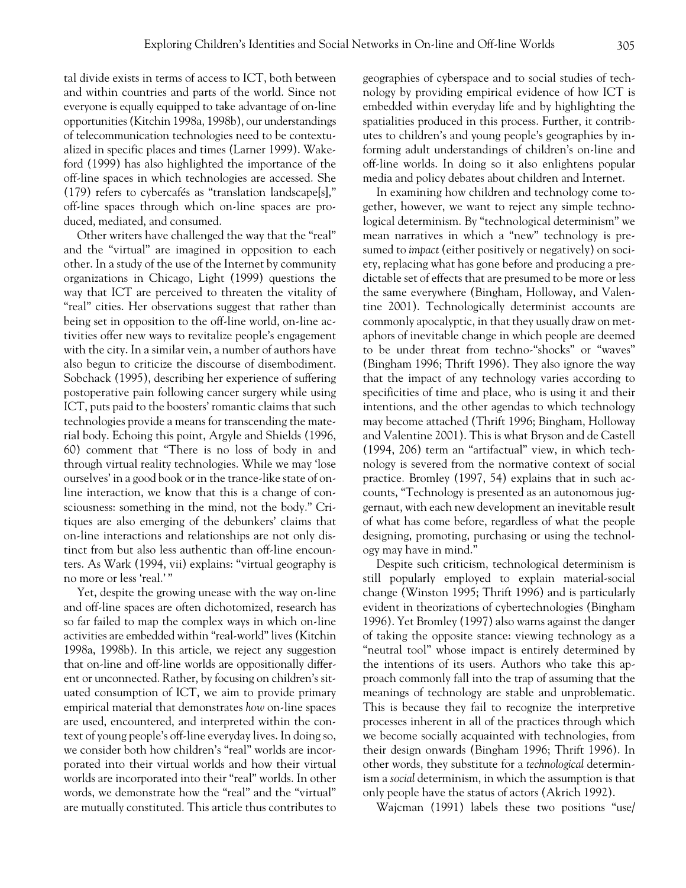tal divide exists in terms of access to ICT, both between and within countries and parts of the world. Since not everyone is equally equipped to take advantage of on-line opportunities (Kitchin 1998a, 1998b), our understandings of telecommunication technologies need to be contextualized in specific places and times (Larner 1999). Wakeford (1999) has also highlighted the importance of the off-line spaces in which technologies are accessed. She (179) refers to cybercafés as "translation landscape[s]," off-line spaces through which on-line spaces are produced, mediated, and consumed.

Other writers have challenged the way that the "real" and the "virtual" are imagined in opposition to each other. In a study of the use of the Internet by community organizations in Chicago, Light (1999) questions the way that ICT are perceived to threaten the vitality of "real" cities. Her observations suggest that rather than being set in opposition to the off-line world, on-line activities offer new ways to revitalize people's engagement with the city. In a similar vein, a number of authors have also begun to criticize the discourse of disembodiment. Sobchack (1995), describing her experience of suffering postoperative pain following cancer surgery while using ICT, puts paid to the boosters' romantic claims that such technologies provide a means for transcending the material body. Echoing this point, Argyle and Shields (1996, 60) comment that "There is no loss of body in and through virtual reality technologies. While we may 'lose ourselves' in a good book or in the trance-like state of on-line interaction, we know that this is a change of consciousness: something in the mind, not the body." Critiques are also emerging of the debunkers' claims that on-line interactions and relationships are not only distinct from but also less authentic than off-line encounters. As Wark (1994, vii) explains: "virtual geography is no more or less 'real.'"

Yet, despite the growing unease with the way on-line and off-line spaces are often dichotomized, research has so far failed to map the complex ways in which on-line activities are embedded within "real-world" lives (Kitchin 1998a, 1998b). In this article, we reject any suggestion that on-line and off-line worlds are oppositionally different or unconnected. Rather, by focusing on children's situated consumption of ICT, we aim to provide primary empirical material that demonstrates *how* on-line spaces are used, encountered, and interpreted within the context of young people's off-line everyday lives. In doing so, we consider both how children's "real" worlds are incorporated into their virtual worlds and how their virtual worlds are incorporated into their "real" worlds. In other words, we demonstrate how the "real" and the "virtual" are mutually constituted. This article thus contributes to geographies of cyberspace and to social studies of technology by providing empirical evidence of how ICT is embedded within everyday life and by highlighting the spatialities produced in this process. Further, it contributes to children's and young people's geographies by informing adult understandings of children's on-line and off-line worlds. In doing so it also enlightens popular media and policy debates about children and Internet.

In examining how children and technology come together, however, we want to reject any simple technological determinism. By "technological determinism" we mean narratives in which a "new" technology is presumed to *impact* (either positively or negatively) on society, replacing what has gone before and producing a predictable set of effects that are presumed to be more or less the same everywhere (Bingham, Holloway, and Valentine 2001). Technologically determinist accounts are commonly apocalyptic, in that they usually draw on metaphors of inevitable change in which people are deemed to be under threat from techno-"shocks" or "waves" (Bingham 1996; Thrift 1996). They also ignore the way that the impact of any technology varies according to specificities of time and place, who is using it and their intentions, and the other agendas to which technology may become attached (Thrift 1996; Bingham, Holloway and Valentine 2001). This is what Bryson and de Castell (1994, 206) term an "artifactual" view, in which technology is severed from the normative context of social practice. Bromley (1997, 54) explains that in such accounts, "Technology is presented as an autonomous juggernaut, with each new development an inevitable result of what has come before, regardless of what the people designing, promoting, purchasing or using the technology may have in mind."

Despite such criticism, technological determinism is still popularly employed to explain material-social change (Winston 1995; Thrift 1996) and is particularly evident in theorizations of cybertechnologies (Bingham 1996). Yet Bromley (1997) also warns against the danger of taking the opposite stance: viewing technology as a "neutral tool" whose impact is entirely determined by the intentions of its users. Authors who take this approach commonly fall into the trap of assuming that the meanings of technology are stable and unproblematic. This is because they fail to recognize the interpretive processes inherent in all of the practices through which we become socially acquainted with technologies, from their design onwards (Bingham 1996; Thrift 1996). In other words, they substitute for a *technological* determinism a *social* determinism, in which the assumption is that only people have the status of actors (Akrich 1992).

Wajcman (1991) labels these two positions "use/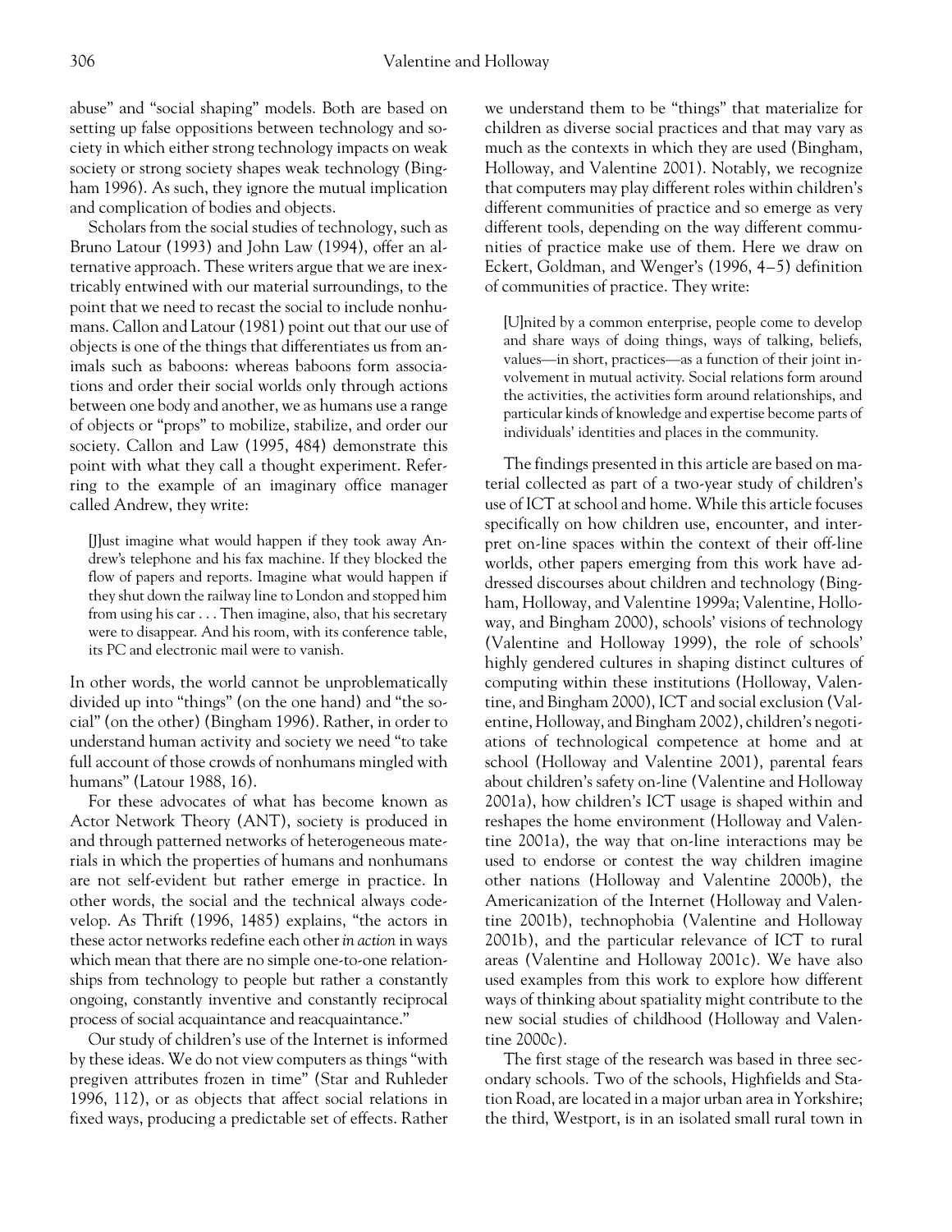abuse" and "social shaping" models. Both are based on setting up false oppositions between technology and society in which either strong technology impacts on weak society or strong society shapes weak technology (Bingham 1996). As such, they ignore the mutual implication and complication of bodies and objects.

Scholars from the social studies of technology, such as Bruno Latour (1993) and John Law (1994), offer an alternative approach. These writers argue that we are inextricably entwined with our material surroundings, to the point that we need to recast the social to include nonhumans. Callon and Latour (1981) point out that our use of objects is one of the things that differentiates us from animals such as baboons: whereas baboons form associations and order their social worlds only through actions between one body and another, we as humans use a range of objects or "props" to mobilize, stabilize, and order our society. Callon and Law (1995, 484) demonstrate this point with what they call a thought experiment. Referring to the example of an imaginary office manager called Andrew, they write:

> [J]ust imagine what would happen if they took away Andrew's telephone and his fax machine. If they blocked the flow of papers and reports. Imagine what would happen if they shut down the railway line to London and stopped him from using his car . . . Then imagine, also, that his secretary were to disappear. And his room, with its conference table, its PC and electronic mail were to vanish.

In other words, the world cannot be unproblematically divided up into "things" (on the one hand) and "the social" (on the other) (Bingham 1996). Rather, in order to understand human activity and society we need "to take full account of those crowds of nonhumans mingled with humans" (Latour 1988, 16).

For these advocates of what has become known as Actor Network Theory (ANT), society is produced in and through patterned networks of heterogeneous materials in which the properties of humans and nonhumans are not self-evident but rather emerge in practice. In other words, the social and the technical always codevelop. As Thrift (1996, 1485) explains, "the actors in these actor networks redefine each other *in action* in ways which mean that there are no simple one-to-one relationships from technology to people but rather a constantly ongoing, constantly inventive and constantly reciprocal process of social acquaintance and reacquaintance."

Our study of children's use of the Internet is informed by these ideas. We do not view computers as things "with pregiven attributes frozen in time" (Star and Ruhleder 1996, 112), or as objects that affect social relations in fixed ways, producing a predictable set of effects. Rather we understand them to be "things" that materialize for children as diverse social practices and that may vary as much as the contexts in which they are used (Bingham, Holloway, and Valentine 2001). Notably, we recognize that computers may play different roles within children's different communities of practice and so emerge as very different tools, depending on the way different communities of practice make use of them. Here we draw on Eckert, Goldman, and Wenger's (1996, 4–5) definition of communities of practice. They write:

> [U]nited by a common enterprise, people come to develop and share ways of doing things, ways of talking, beliefs, values—in short, practices—as a function of their joint involvement in mutual activity. Social relations form around the activities, the activities form around relationships, and particular kinds of knowledge and expertise become parts of individuals' identities and places in the community.

The findings presented in this article are based on material collected as part of a two-year study of children's use of ICT at school and home. While this article focuses specifically on how children use, encounter, and interpret on-line spaces within the context of their off-line worlds, other papers emerging from this work have addressed discourses about children and technology (Bingham, Holloway, and Valentine 1999a; Valentine, Holloway, and Bingham 2000), schools' visions of technology (Valentine and Holloway 1999), the role of schools' highly gendered cultures in shaping distinct cultures of computing within these institutions (Holloway, Valentine, and Bingham 2000), ICT and social exclusion (Valentine, Holloway, and Bingham 2002), children's negotiations of technological competence at home and at school (Holloway and Valentine 2001), parental fears about children's safety on-line (Valentine and Holloway 2001a), how children's ICT usage is shaped within and reshapes the home environment (Holloway and Valentine 2001a), the way that on-line interactions may be used to endorse or contest the way children imagine other nations (Holloway and Valentine 2000b), the Americanization of the Internet (Holloway and Valentine 2001b), technophobia (Valentine and Holloway 2001b), and the particular relevance of ICT to rural areas (Valentine and Holloway 2001c). We have also used examples from this work to explore how different ways of thinking about spatiality might contribute to the new social studies of childhood (Holloway and Valentine 2000c).

The first stage of the research was based in three secondary schools. Two of the schools, Highfields and Station Road, are located in a major urban area in Yorkshire; the third, Westport, is in an isolated small rural town in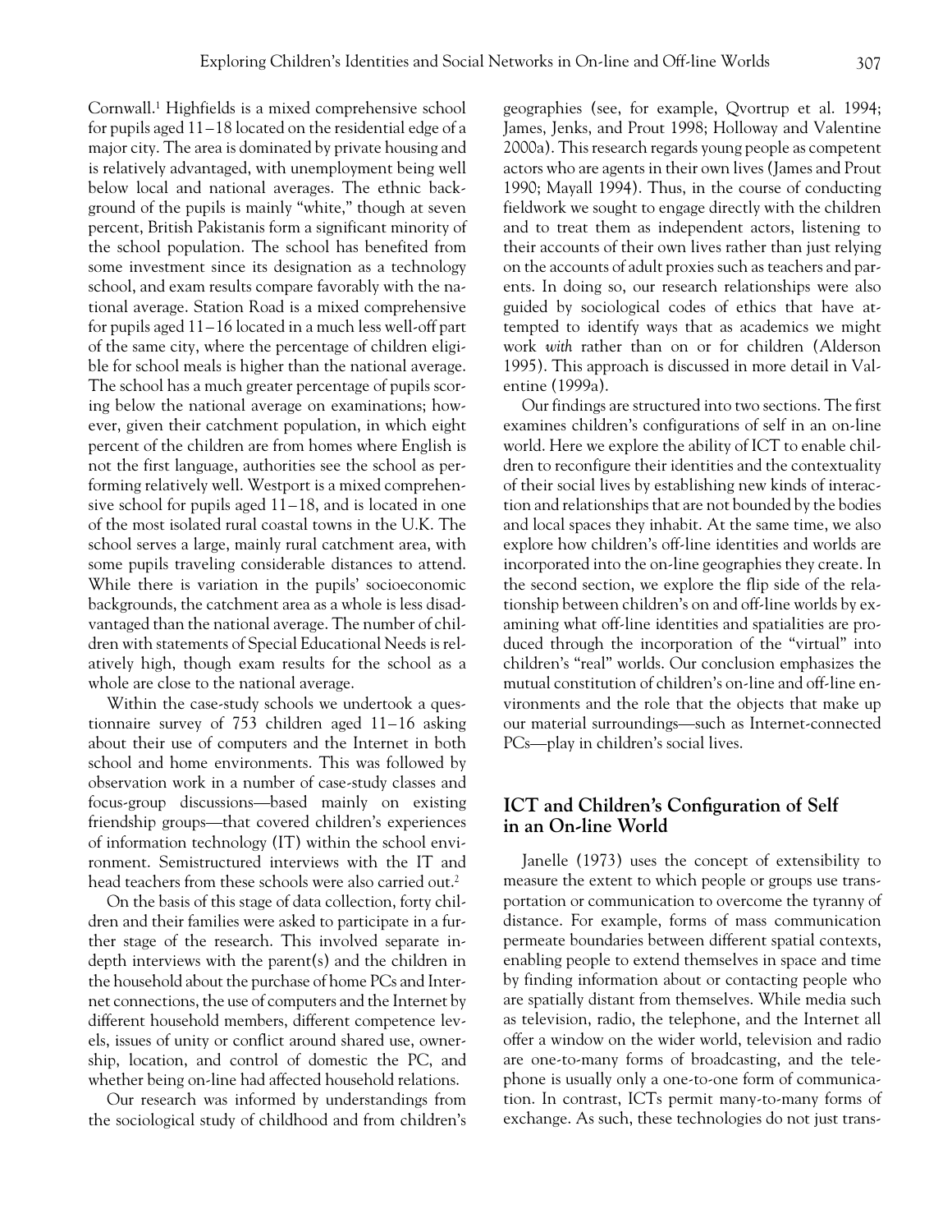Cornwall.[1] Highfields is a mixed comprehensive school for pupils aged 11–18 located on the residential edge of a major city. The area is dominated by private housing and is relatively advantaged, with unemployment being well below local and national averages. The ethnic background of the pupils is mainly "white," though at seven percent, British Pakistanis form a significant minority of the school population. The school has benefited from some investment since its designation as a technology school, and exam results compare favorably with the national average. Station Road is a mixed comprehensive for pupils aged 11–16 located in a much less well-off part of the same city, where the percentage of children eligible for school meals is higher than the national average. The school has a much greater percentage of pupils scoring below the national average on examinations; however, given their catchment population, in which eight percent of the children are from homes where English is not the first language, authorities see the school as performing relatively well. Westport is a mixed comprehensive school for pupils aged 11–18, and is located in one of the most isolated rural coastal towns in the U.K. The school serves a large, mainly rural catchment area, with some pupils traveling considerable distances to attend. While there is variation in the pupils' socioeconomic backgrounds, the catchment area as a whole is less disadvantaged than the national average. The number of children with statements of Special Educational Needs is relatively high, though exam results for the school as a whole are close to the national average.

Within the case-study schools we undertook a questionnaire survey of 753 children aged 11–16 asking about their use of computers and the Internet in both school and home environments. This was followed by observation work in a number of case-study classes and focus-group discussions—based mainly on existing friendship groups—that covered children's experiences of information technology (IT) within the school environment. Semistructured interviews with the IT and head teachers from these schools were also carried out.[2]

On the basis of this stage of data collection, forty children and their families were asked to participate in a further stage of the research. This involved separate in-depth interviews with the parent(s) and the children in the household about the purchase of home PCs and Internet connections, the use of computers and the Internet by different household members, different competence levels, issues of unity or conflict around shared use, ownership, location, and control of domestic the PC, and whether being on-line had affected household relations.

Our research was informed by understandings from the sociological study of childhood and from children's geographies (see, for example, Qvortrup et al. 1994; James, Jenks, and Prout 1998; Holloway and Valentine 2000a). This research regards young people as competent actors who are agents in their own lives (James and Prout 1990; Mayall 1994). Thus, in the course of conducting fieldwork we sought to engage directly with the children and to treat them as independent actors, listening to their accounts of their own lives rather than just relying on the accounts of adult proxies such as teachers and parents. In doing so, our research relationships were also guided by sociological codes of ethics that have attempted to identify ways that as academics we might work *with* rather than on or for children (Alderson 1995). This approach is discussed in more detail in Valentine (1999a).

Our findings are structured into two sections. The first examines children's configurations of self in an on-line world. Here we explore the ability of ICT to enable children to reconfigure their identities and the contextuality of their social lives by establishing new kinds of interaction and relationships that are not bounded by the bodies and local spaces they inhabit. At the same time, we also explore how children's off-line identities and worlds are incorporated into the on-line geographies they create. In the second section, we explore the flip side of the relationship between children's on and off-line worlds by examining what off-line identities and spatialities are produced through the incorporation of the "virtual" into children's "real" worlds. Our conclusion emphasizes the mutual constitution of children's on-line and off-line environments and the role that the objects that make up our material surroundings—such as Internet-connected PCs—play in children's social lives.

## ICT and Children's Configuration of Self in an On-line World

Janelle (1973) uses the concept of extensibility to measure the extent to which people or groups use transportation or communication to overcome the tyranny of distance. For example, forms of mass communication permeate boundaries between different spatial contexts, enabling people to extend themselves in space and time by finding information about or contacting people who are spatially distant from themselves. While media such as television, radio, the telephone, and the Internet all offer a window on the wider world, television and radio are one-to-many forms of broadcasting, and the telephone is usually only a one-to-one form of communication. In contrast, ICTs permit many-to-many forms of exchange. As such, these technologies do not just trans-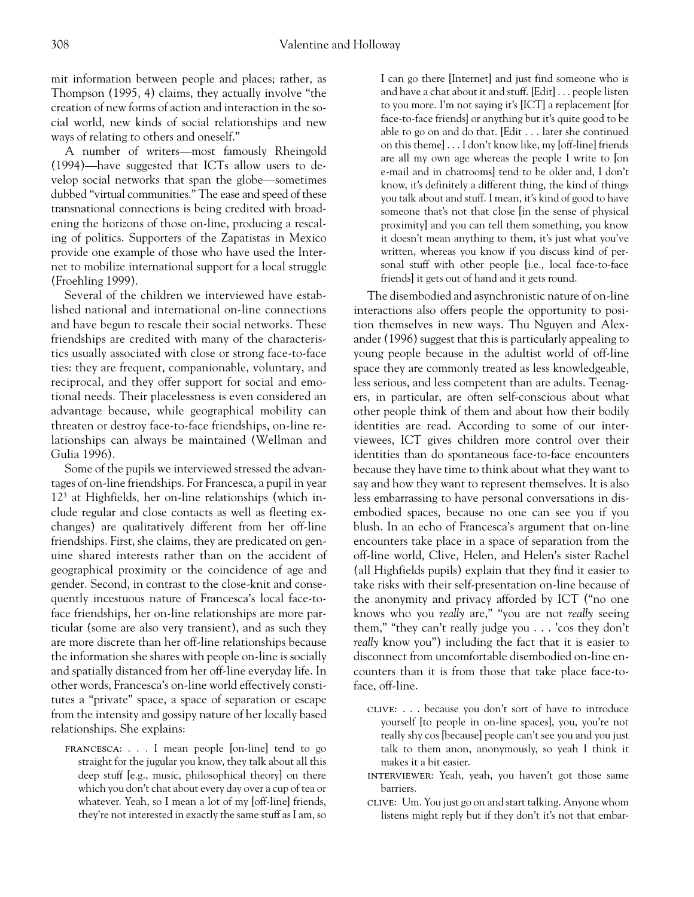mit information between people and places; rather, as Thompson (1995, 4) claims, they actually involve "the creation of new forms of action and interaction in the social world, new kinds of social relationships and new ways of relating to others and oneself."

A number of writers—most famously Rheingold (1994)—have suggested that ICTs allow users to develop social networks that span the globe—sometimes dubbed "virtual communities." The ease and speed of these transnational connections is being credited with broadening the horizons of those on-line, producing a rescaling of politics. Supporters of the Zapatistas in Mexico provide one example of those who have used the Internet to mobilize international support for a local struggle (Froehling 1999).

Several of the children we interviewed have established national and international on-line connections and have begun to rescale their social networks. These friendships are credited with many of the characteristics usually associated with close or strong face-to-face ties: they are frequent, companionable, voluntary, and reciprocal, and they offer support for social and emotional needs. Their placelessness is even considered an advantage because, while geographical mobility can threaten or destroy face-to-face friendships, on-line relationships can always be maintained (Wellman and Gulia 1996).

Some of the pupils we interviewed stressed the advantages of on-line friendships. For Francesca, a pupil in year 12[3] at Highfields, her on-line relationships (which include regular and close contacts as well as fleeting exchanges) are qualitatively different from her off-line friendships. First, she claims, they are predicated on genuine shared interests rather than on the accident of geographical proximity or the coincidence of age and gender. Second, in contrast to the close-knit and consequently incestuous nature of Francesca's local face-to-face friendships, her on-line relationships are more particular (some are also very transient), and as such they are more discrete than her off-line relationships because the information she shares with people on-line is socially and spatially distanced from her off-line everyday life. In other words, Francesca's on-line world effectively constitutes a "private" space, a space of separation or escape from the intensity and gossipy nature of her locally based relationships. She explains:

> FRANCESCA: . . . I mean people [on-line] tend to go straight for the jugular you know, they talk about all this deep stuff [e.g., music, philosophical theory] on there which you don't chat about every day over a cup of tea or whatever. Yeah, so I mean a lot of my [off-line] friends, they're not interested in exactly the same stuff as I am, so I can go there [Internet] and just find someone who is and have a chat about it and stuff. [Edit] . . . people listen to you more. I'm not saying it's [ICT] a replacement [for face-to-face friends] or anything but it's quite good to be able to go on and do that. [Edit . . . later she continued on this theme] . . . I don't know like, my [off-line] friends are all my own age whereas the people I write to [on e-mail and in chatrooms] tend to be older and, I don't know, it's definitely a different thing, the kind of things you talk about and stuff. I mean, it's kind of good to have someone that's not that close [in the sense of physical proximity] and you can tell them something, you know it doesn't mean anything to them, it's just what you've written, whereas you know if you discuss kind of personal stuff with other people [i.e., local face-to-face friends] it gets out of hand and it gets round.

The disembodied and asynchronistic nature of on-line interactions also offers people the opportunity to position themselves in new ways. Thu Nguyen and Alexander (1996) suggest that this is particularly appealing to young people because in the adultist world of off-line space they are commonly treated as less knowledgeable, less serious, and less competent than are adults. Teenagers, in particular, are often self-conscious about what other people think of them and about how their bodily identities are read. According to some of our interviewees, ICT gives children more control over their identities than do spontaneous face-to-face encounters because they have time to think about what they want to say and how they want to represent themselves. It is also less embarrassing to have personal conversations in disembodied spaces, because no one can see you if you blush. In an echo of Francesca's argument that on-line encounters take place in a space of separation from the off-line world, Clive, Helen, and Helen's sister Rachel (all Highfields pupils) explain that they find it easier to take risks with their self-presentation on-line because of the anonymity and privacy afforded by ICT ("no one knows who you *really* are," "you are not *really* seeing them," "they can't really judge you . . . 'cos they don't *really* know you") including the fact that it is easier to disconnect from uncomfortable disembodied on-line encounters than it is from those that take place face-to-face, off-line.

> CLIVE: . . . because you don't sort of have to introduce yourself [to people in on-line spaces], you, you're not really shy cos [because] people can't see you and you just talk to them anon, anonymously, so yeah I think it makes it a bit easier.
>
> INTERVIEWER: Yeah, yeah, you haven't got those same barriers.
>
> CLIVE: Um. You just go on and start talking. Anyone whom listens might reply but if they don't it's not that embar-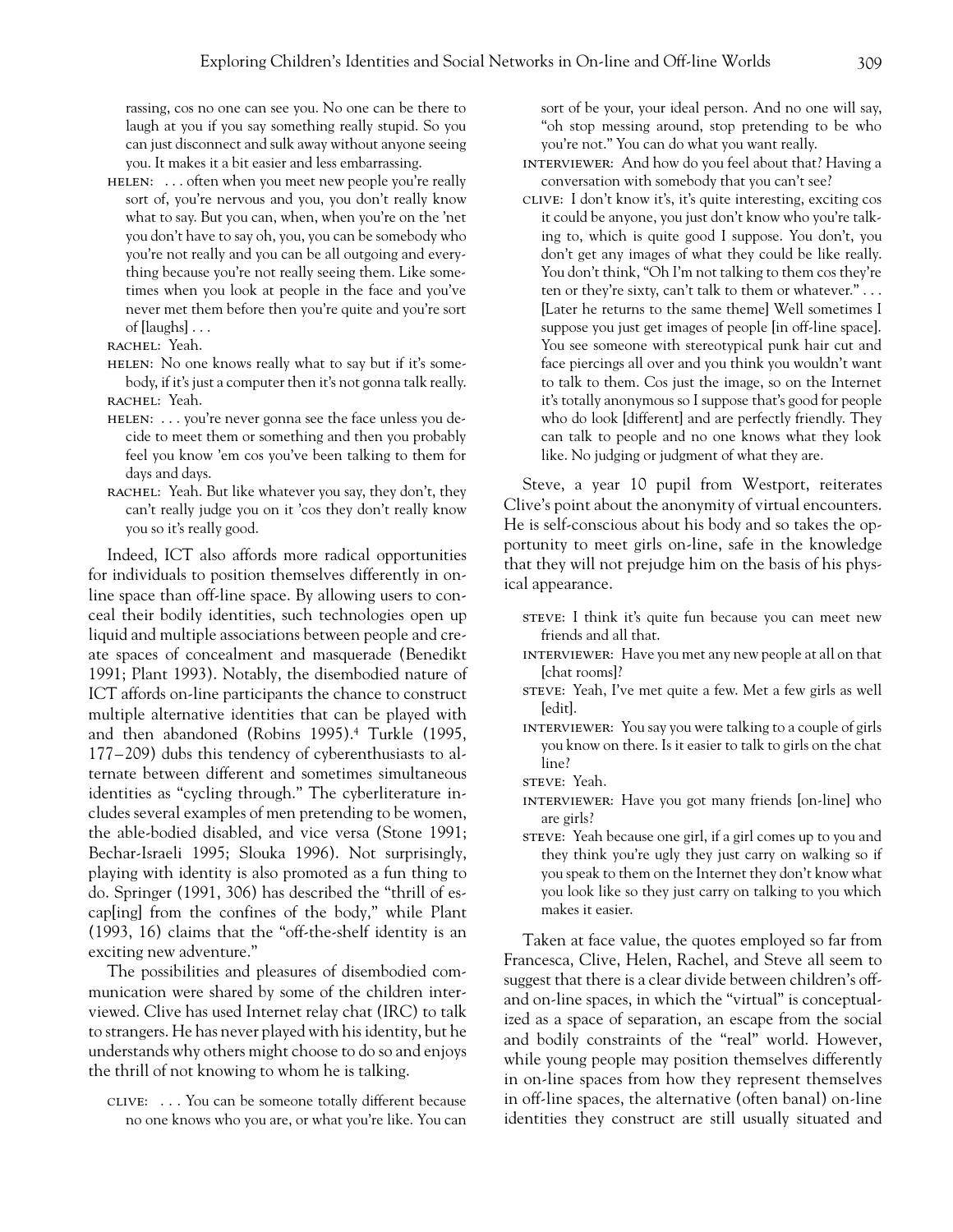rassing, cos no one can see you. No one can be there to laugh at you if you say something really stupid. So you can just disconnect and sulk away without anyone seeing you. It makes it a bit easier and less embarrassing.

HELEN: . . . often when you meet new people you're really sort of, you're nervous and you, you don't really know what to say. But you can, when, when you're on the 'net you don't have to say oh, you, you can be somebody who you're not really and you can be all outgoing and everything because you're not really seeing them. Like sometimes when you look at people in the face and you've never met them before then you're quite and you're sort of [laughs] . . .

RACHEL: Yeah.

HELEN: No one knows really what to say but if it's somebody, if it's just a computer then it's not gonna talk really.

RACHEL: Yeah.

HELEN: . . . you're never gonna see the face unless you decide to meet them or something and then you probably feel you know 'em cos you've been talking to them for days and days.

RACHEL: Yeah. But like whatever you say, they don't, they can't really judge you on it 'cos they don't really know you so it's really good.

Indeed, ICT also affords more radical opportunities for individuals to position themselves differently in on-line space than off-line space. By allowing users to conceal their bodily identities, such technologies open up liquid and multiple associations between people and create spaces of concealment and masquerade (Benedikt 1991; Plant 1993). Notably, the disembodied nature of ICT affords on-line participants the chance to construct multiple alternative identities that can be played with and then abandoned (Robins 1995).[4] Turkle (1995, 177–209) dubs this tendency of cyberenthusiasts to alternate between different and sometimes simultaneous identities as "cycling through." The cyberliterature includes several examples of men pretending to be women, the able-bodied disabled, and vice versa (Stone 1991; Bechar-Israeli 1995; Slouka 1996). Not surprisingly, playing with identity is also promoted as a fun thing to do. Springer (1991, 306) has described the "thrill of escap[ing] from the confines of the body," while Plant (1993, 16) claims that the "off-the-shelf identity is an exciting new adventure."

The possibilities and pleasures of disembodied communication were shared by some of the children interviewed. Clive has used Internet relay chat (IRC) to talk to strangers. He has never played with his identity, but he understands why others might choose to do so and enjoys the thrill of not knowing to whom he is talking.

CLIVE: . . . You can be someone totally different because no one knows who you are, or what you're like. You can sort of be your, your ideal person. And no one will say, "oh stop messing around, stop pretending to be who you're not." You can do what you want really.

INTERVIEWER: And how do you feel about that? Having a conversation with somebody that you can't see?

CLIVE: I don't know it's, it's quite interesting, exciting cos it could be anyone, you just don't know who you're talking to, which is quite good I suppose. You don't, you don't get any images of what they could be like really. You don't think, "Oh I'm not talking to them cos they're ten or they're sixty, can't talk to them or whatever." . . . [Later he returns to the same theme] Well sometimes I suppose you just get images of people [in off-line space]. You see someone with stereotypical punk hair cut and face piercings all over and you think you wouldn't want to talk to them. Cos just the image, so on the Internet it's totally anonymous so I suppose that's good for people who do look [different] and are perfectly friendly. They can talk to people and no one knows what they look like. No judging or judgment of what they are.

Steve, a year 10 pupil from Westport, reiterates Clive's point about the anonymity of virtual encounters. He is self-conscious about his body and so takes the opportunity to meet girls on-line, safe in the knowledge that they will not prejudge him on the basis of his physical appearance.

STEVE: I think it's quite fun because you can meet new friends and all that.

INTERVIEWER: Have you met any new people at all on that [chat rooms]?

STEVE: Yeah, I've met quite a few. Met a few girls as well [edit].

INTERVIEWER: You say you were talking to a couple of girls you know on there. Is it easier to talk to girls on the chat line?

STEVE: Yeah.

INTERVIEWER: Have you got many friends [on-line] who are girls?

STEVE: Yeah because one girl, if a girl comes up to you and they think you're ugly they just carry on walking so if you speak to them on the Internet they don't know what you look like so they just carry on talking to you which makes it easier.

Taken at face value, the quotes employed so far from Francesca, Clive, Helen, Rachel, and Steve all seem to suggest that there is a clear divide between children's off- and on-line spaces, in which the "virtual" is conceptualized as a space of separation, an escape from the social and bodily constraints of the "real" world. However, while young people may position themselves differently in on-line spaces from how they represent themselves in off-line spaces, the alternative (often banal) on-line identities they construct are still usually situated and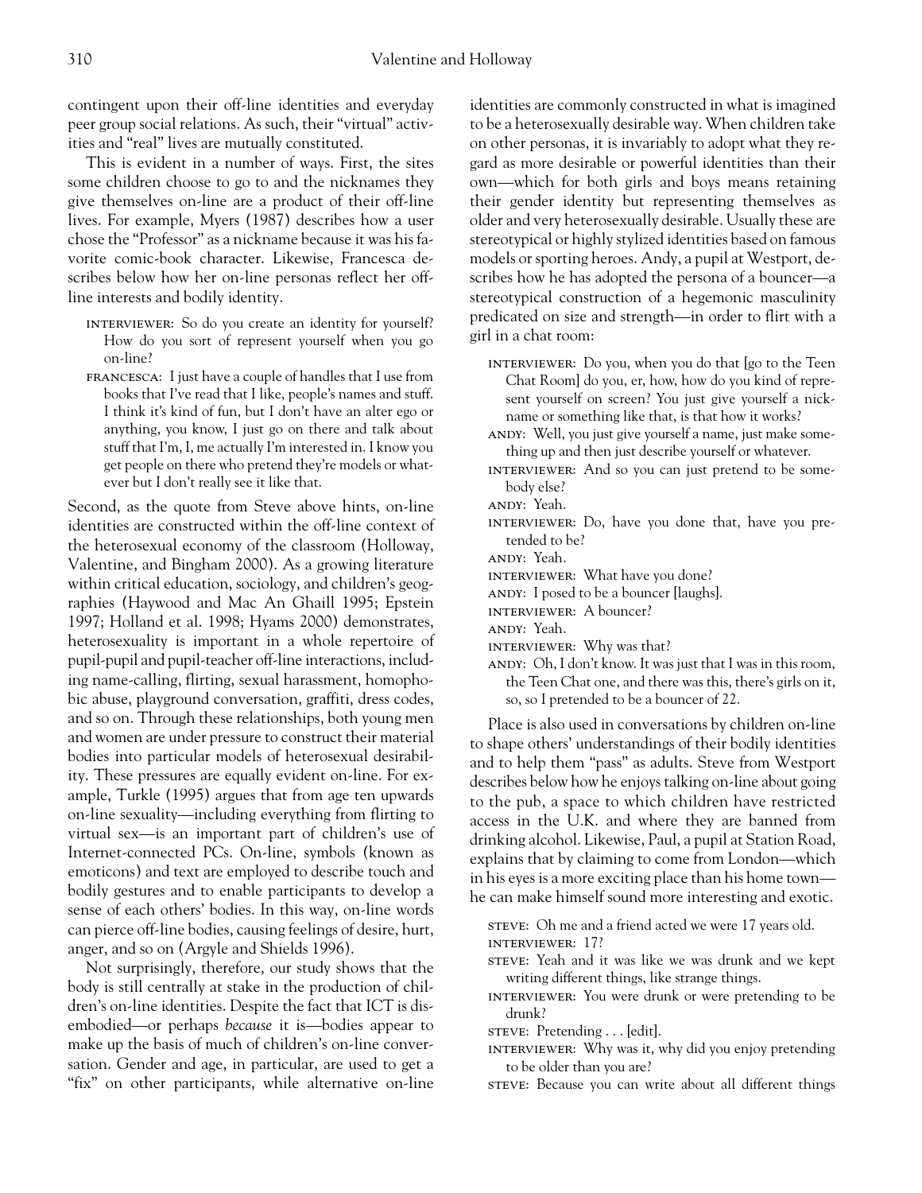contingent upon their off-line identities and everyday peer group social relations. As such, their "virtual" activities and "real" lives are mutually constituted.

This is evident in a number of ways. First, the sites some children choose to go to and the nicknames they give themselves on-line are a product of their off-line lives. For example, Myers (1987) describes how a user chose the "Professor" as a nickname because it was his favorite comic-book character. Likewise, Francesca describes below how her on-line personas reflect her off-line interests and bodily identity.

> INTERVIEWER: So do you create an identity for yourself? How do you sort of represent yourself when you go on-line?
>
> FRANCESCA: I just have a couple of handles that I use from books that I've read that I like, people's names and stuff. I think it's kind of fun, but I don't have an alter ego or anything, you know, I just go on there and talk about stuff that I'm, I, me actually I'm interested in. I know you get people on there who pretend they're models or whatever but I don't really see it like that.

Second, as the quote from Steve above hints, on-line identities are constructed within the off-line context of the heterosexual economy of the classroom (Holloway, Valentine, and Bingham 2000). As a growing literature within critical education, sociology, and children's geographies (Haywood and Mac An Ghaill 1995; Epstein 1997; Holland et al. 1998; Hyams 2000) demonstrates, heterosexuality is important in a whole repertoire of pupil-pupil and pupil-teacher off-line interactions, including name-calling, flirting, sexual harassment, homophobic abuse, playground conversation, graffiti, dress codes, and so on. Through these relationships, both young men and women are under pressure to construct their material bodies into particular models of heterosexual desirability. These pressures are equally evident on-line. For example, Turkle (1995) argues that from age ten upwards on-line sexuality—including everything from flirting to virtual sex—is an important part of children's use of Internet-connected PCs. On-line, symbols (known as emoticons) and text are employed to describe touch and bodily gestures and to enable participants to develop a sense of each others' bodies. In this way, on-line words can pierce off-line bodies, causing feelings of desire, hurt, anger, and so on (Argyle and Shields 1996).

Not surprisingly, therefore, our study shows that the body is still centrally at stake in the production of children's on-line identities. Despite the fact that ICT is disembodied—or perhaps *because* it is—bodies appear to make up the basis of much of children's on-line conversation. Gender and age, in particular, are used to get a "fix" on other participants, while alternative on-line identities are commonly constructed in what is imagined to be a heterosexually desirable way. When children take on other personas, it is invariably to adopt what they regard as more desirable or powerful identities than their own—which for both girls and boys means retaining their gender identity but representing themselves as older and very heterosexually desirable. Usually these are stereotypical or highly stylized identities based on famous models or sporting heroes. Andy, a pupil at Westport, describes how he has adopted the persona of a bouncer—a stereotypical construction of a hegemonic masculinity predicated on size and strength—in order to flirt with a girl in a chat room:

> INTERVIEWER: Do you, when you do that [go to the Teen Chat Room] do you, er, how, how do you kind of represent yourself on screen? You just give yourself a nickname or something like that, is that how it works?
>
> ANDY: Well, you just give yourself a name, just make something up and then just describe yourself or whatever.
>
> INTERVIEWER: And so you can just pretend to be somebody else?
>
> ANDY: Yeah.
>
> INTERVIEWER: Do, have you done that, have you pretended to be?
>
> ANDY: Yeah.
>
> INTERVIEWER: What have you done?
>
> ANDY: I posed to be a bouncer [laughs].
>
> INTERVIEWER: A bouncer?
>
> ANDY: Yeah.
>
> INTERVIEWER: Why was that?
>
> ANDY: Oh, I don't know. It was just that I was in this room, the Teen Chat one, and there was this, there's girls on it, so, so I pretended to be a bouncer of 22.

Place is also used in conversations by children on-line to shape others' understandings of their bodily identities and to help them "pass" as adults. Steve from Westport describes below how he enjoys talking on-line about going to the pub, a space to which children have restricted access in the U.K. and where they are banned from drinking alcohol. Likewise, Paul, a pupil at Station Road, explains that by claiming to come from London—which in his eyes is a more exciting place than his home town—he can make himself sound more interesting and exotic.

> STEVE: Oh me and a friend acted we were 17 years old.
>
> INTERVIEWER: 17?
>
> STEVE: Yeah and it was like we was drunk and we kept writing different things, like strange things.
>
> INTERVIEWER: You were drunk or were pretending to be drunk?
>
> STEVE: Pretending . . . [edit].
>
> INTERVIEWER: Why was it, why did you enjoy pretending to be older than you are?
>
> STEVE: Because you can write about all different things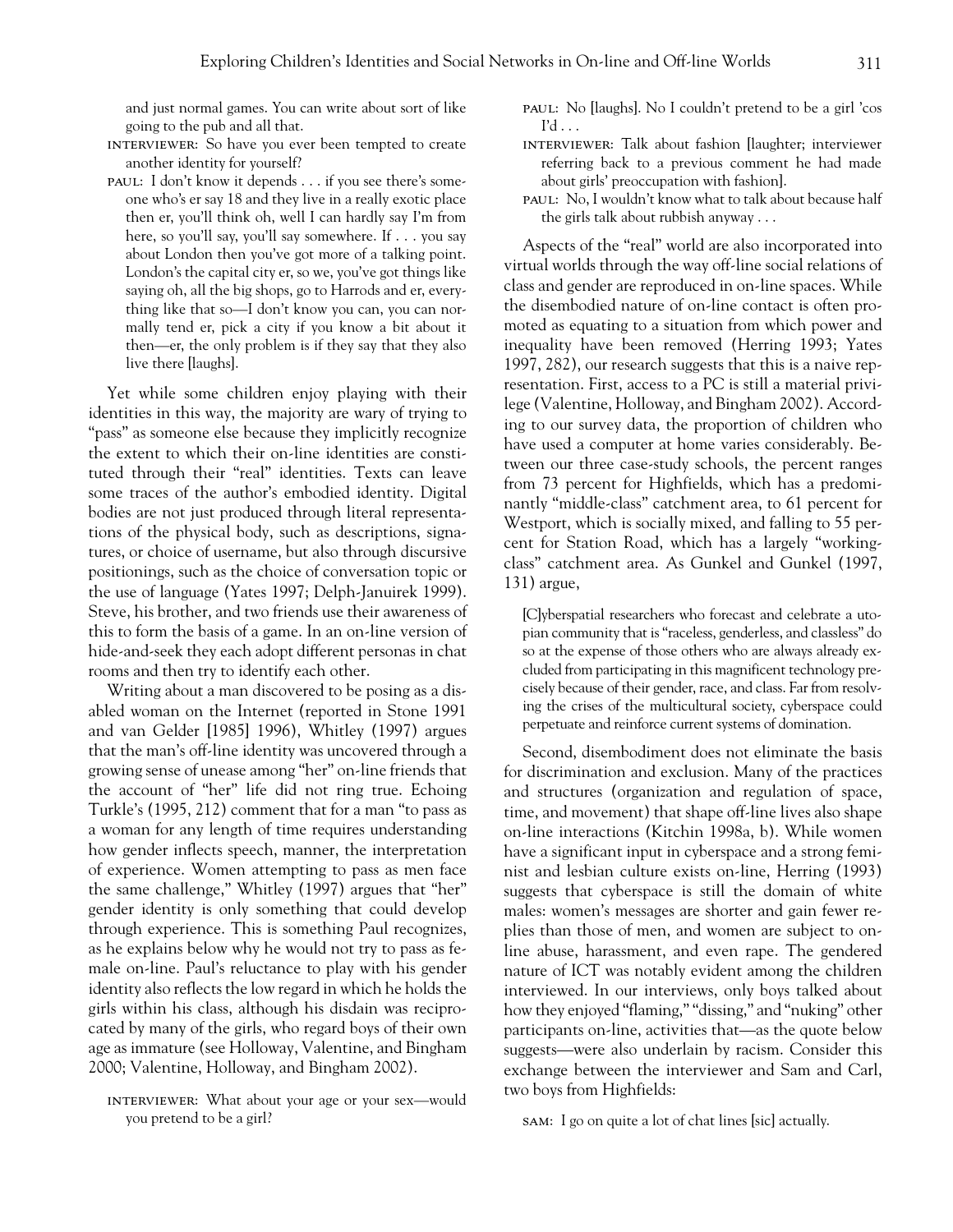and just normal games. You can write about sort of like going to the pub and all that.

INTERVIEWER: So have you ever been tempted to create another identity for yourself?

PAUL: I don't know it depends . . . if you see there's someone who's er say 18 and they live in a really exotic place then er, you'll think oh, well I can hardly say I'm from here, so you'll say, you'll say somewhere. If . . . you say about London then you've got more of a talking point. London's the capital city er, so we, you've got things like saying oh, all the big shops, go to Harrods and er, everything like that so—I don't know you can, you can normally tend er, pick a city if you know a bit about it then—er, the only problem is if they say that they also live there [laughs].

Yet while some children enjoy playing with their identities in this way, the majority are wary of trying to "pass" as someone else because they implicitly recognize the extent to which their on-line identities are constituted through their "real" identities. Texts can leave some traces of the author's embodied identity. Digital bodies are not just produced through literal representations of the physical body, such as descriptions, signatures, or choice of username, but also through discursive positionings, such as the choice of conversation topic or the use of language (Yates 1997; Delph-Januirek 1999). Steve, his brother, and two friends use their awareness of this to form the basis of a game. In an on-line version of hide-and-seek they each adopt different personas in chat rooms and then try to identify each other.

Writing about a man discovered to be posing as a disabled woman on the Internet (reported in Stone 1991 and van Gelder [1985] 1996), Whitley (1997) argues that the man's off-line identity was uncovered through a growing sense of unease among "her" on-line friends that the account of "her" life did not ring true. Echoing Turkle's (1995, 212) comment that for a man "to pass as a woman for any length of time requires understanding how gender inflects speech, manner, the interpretation of experience. Women attempting to pass as men face the same challenge," Whitley (1997) argues that "her" gender identity is only something that could develop through experience. This is something Paul recognizes, as he explains below why he would not try to pass as female on-line. Paul's reluctance to play with his gender identity also reflects the low regard in which he holds the girls within his class, although his disdain was reciprocated by many of the girls, who regard boys of their own age as immature (see Holloway, Valentine, and Bingham 2000; Valentine, Holloway, and Bingham 2002).

INTERVIEWER: What about your age or your sex—would you pretend to be a girl?

PAUL: No [laughs]. No I couldn't pretend to be a girl 'cos I'd . . .

INTERVIEWER: Talk about fashion [laughter; interviewer referring back to a previous comment he had made about girls' preoccupation with fashion].

PAUL: No, I wouldn't know what to talk about because half the girls talk about rubbish anyway . . .

Aspects of the "real" world are also incorporated into virtual worlds through the way off-line social relations of class and gender are reproduced in on-line spaces. While the disembodied nature of on-line contact is often promoted as equating to a situation from which power and inequality have been removed (Herring 1993; Yates 1997, 282), our research suggests that this is a naive representation. First, access to a PC is still a material privilege (Valentine, Holloway, and Bingham 2002). According to our survey data, the proportion of children who have used a computer at home varies considerably. Between our three case-study schools, the percent ranges from 73 percent for Highfields, which has a predominantly "middle-class" catchment area, to 61 percent for Westport, which is socially mixed, and falling to 55 percent for Station Road, which has a largely "working-class" catchment area. As Gunkel and Gunkel (1997, 131) argue,

> [C]yberspatial researchers who forecast and celebrate a utopian community that is "raceless, genderless, and classless" do so at the expense of those others who are always already excluded from participating in this magnificent technology precisely because of their gender, race, and class. Far from resolving the crises of the multicultural society, cyberspace could perpetuate and reinforce current systems of domination.

Second, disembodiment does not eliminate the basis for discrimination and exclusion. Many of the practices and structures (organization and regulation of space, time, and movement) that shape off-line lives also shape on-line interactions (Kitchin 1998a, b). While women have a significant input in cyberspace and a strong feminist and lesbian culture exists on-line, Herring (1993) suggests that cyberspace is still the domain of white males: women's messages are shorter and gain fewer replies than those of men, and women are subject to on-line abuse, harassment, and even rape. The gendered nature of ICT was notably evident among the children interviewed. In our interviews, only boys talked about how they enjoyed "flaming," "dissing," and "nuking" other participants on-line, activities that—as the quote below suggests—were also underlain by racism. Consider this exchange between the interviewer and Sam and Carl, two boys from Highfields:

SAM: I go on quite a lot of chat lines [sic] actually.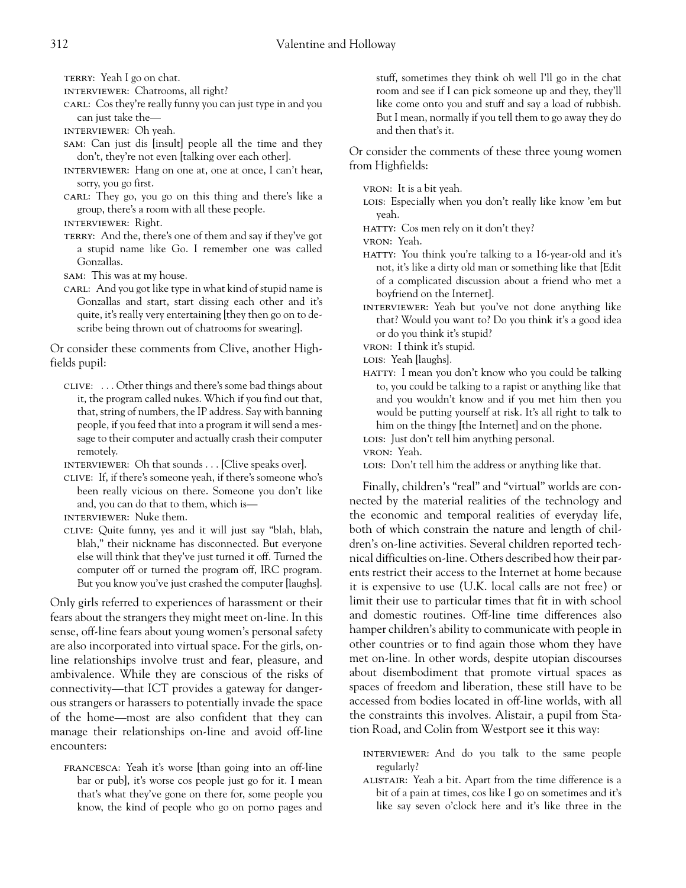TERRY: Yeah I go on chat.

INTERVIEWER: Chatrooms, all right?

CARL: Cos they're really funny you can just type in and you can just take the—

INTERVIEWER: Oh yeah.

SAM: Can just dis [insult] people all the time and they don't, they're not even [talking over each other].

INTERVIEWER: Hang on one at, one at once, I can't hear, sorry, you go first.

CARL: They go, you go on this thing and there's like a group, there's a room with all these people.

INTERVIEWER: Right.

TERRY: And the, there's one of them and say if they've got a stupid name like Go. I remember one was called Gonzallas.

SAM: This was at my house.

CARL: And you got like type in what kind of stupid name is Gonzallas and start, start dissing each other and it's quite, it's really very entertaining [they then go on to describe being thrown out of chatrooms for swearing].

Or consider these comments from Clive, another Highfields pupil:

CLIVE: ... Other things and there's some bad things about it, the program called nukes. Which if you find out that, that, string of numbers, the IP address. Say with banning people, if you feed that into a program it will send a message to their computer and actually crash their computer remotely.

INTERVIEWER: Oh that sounds . . . [Clive speaks over].

CLIVE: If, if there's someone yeah, if there's someone who's been really vicious on there. Someone you don't like and, you can do that to them, which is—

INTERVIEWER: Nuke them.

CLIVE: Quite funny, yes and it will just say "blah, blah, blah," their nickname has disconnected. But everyone else will think that they've just turned it off. Turned the computer off or turned the program off, IRC program. But you know you've just crashed the computer [laughs].

Only girls referred to experiences of harassment or their fears about the strangers they might meet on-line. In this sense, off-line fears about young women's personal safety are also incorporated into virtual space. For the girls, on-line relationships involve trust and fear, pleasure, and ambivalence. While they are conscious of the risks of connectivity—that ICT provides a gateway for dangerous strangers or harassers to potentially invade the space of the home—most are also confident that they can manage their relationships on-line and avoid off-line encounters:

FRANCESCA: Yeah it's worse [than going into an off-line bar or pub], it's worse cos people just go for it. I mean that's what they've gone on there for, some people you know, the kind of people who go on porno pages and stuff, sometimes they think oh well I'll go in the chat room and see if I can pick someone up and they, they'll like come onto you and stuff and say a load of rubbish. But I mean, normally if you tell them to go away they do and then that's it.

Or consider the comments of these three young women from Highfields:

VRON: It is a bit yeah.

LOIS: Especially when you don't really like know 'em but yeah.

HATTY: Cos men rely on it don't they?

VRON: Yeah.

HATTY: You think you're talking to a 16-year-old and it's not, it's like a dirty old man or something like that [Edit of a complicated discussion about a friend who met a boyfriend on the Internet].

INTERVIEWER: Yeah but you've not done anything like that? Would you want to? Do you think it's a good idea or do you think it's stupid?

VRON: I think it's stupid.

LOIS: Yeah [laughs].

HATTY: I mean you don't know who you could be talking to, you could be talking to a rapist or anything like that and you wouldn't know and if you met him then you would be putting yourself at risk. It's all right to talk to him on the thingy [the Internet] and on the phone.

LOIS: Just don't tell him anything personal.

VRON: Yeah.

LOIS: Don't tell him the address or anything like that.

Finally, children's "real" and "virtual" worlds are connected by the material realities of the technology and the economic and temporal realities of everyday life, both of which constrain the nature and length of children's on-line activities. Several children reported technical difficulties on-line. Others described how their parents restrict their access to the Internet at home because it is expensive to use (U.K. local calls are not free) or limit their use to particular times that fit in with school and domestic routines. Off-line time differences also hamper children's ability to communicate with people in other countries or to find again those whom they have met on-line. In other words, despite utopian discourses about disembodiment that promote virtual spaces as spaces of freedom and liberation, these still have to be accessed from bodies located in off-line worlds, with all the constraints this involves. Alistair, a pupil from Station Road, and Colin from Westport see it this way:

INTERVIEWER: And do you talk to the same people regularly?

ALISTAIR: Yeah a bit. Apart from the time difference is a bit of a pain at times, cos like I go on sometimes and it's like say seven o'clock here and it's like three in the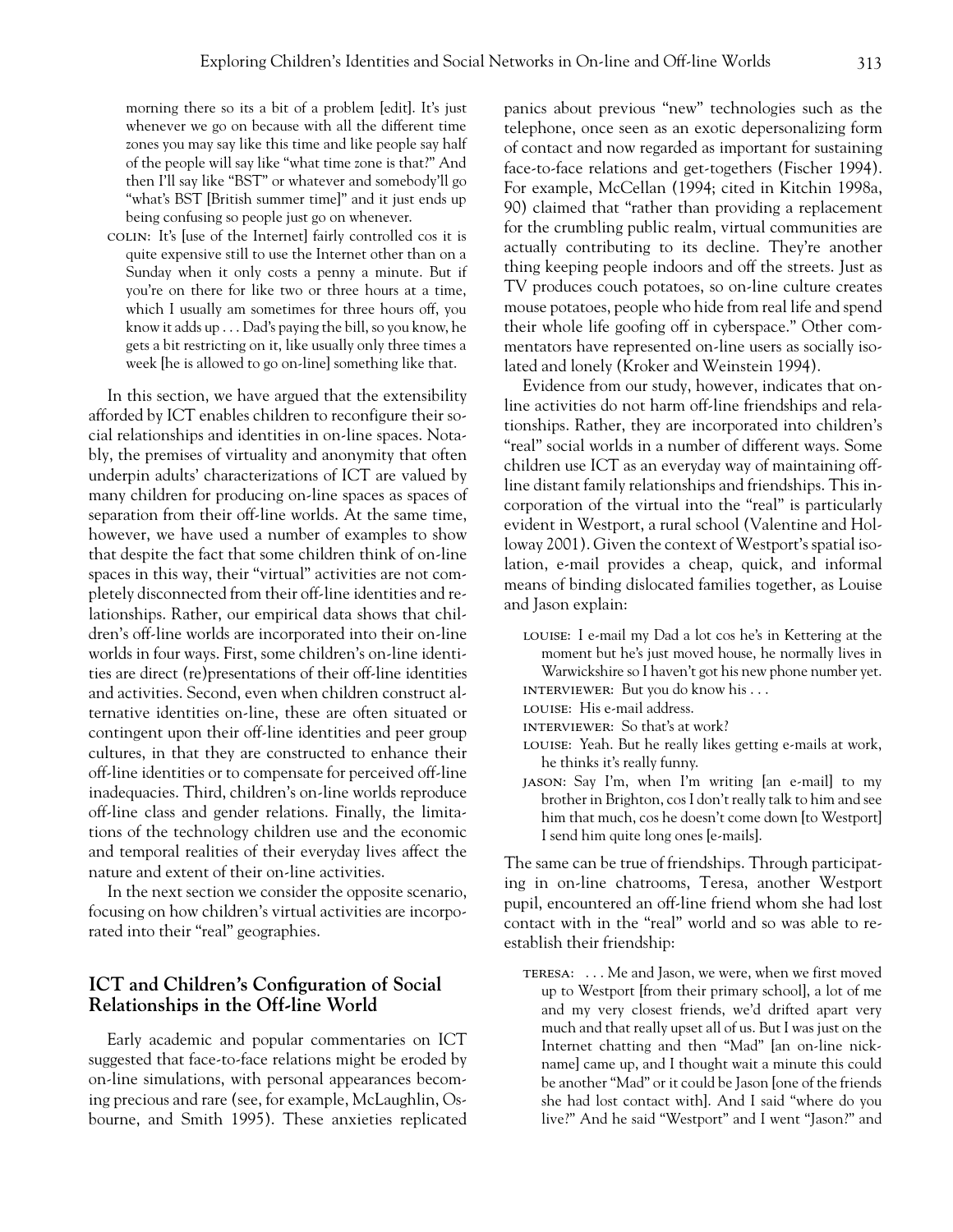morning there so its a bit of a problem [edit]. It's just whenever we go on because with all the different time zones you may say like this time and like people say half of the people will say like "what time zone is that?" And then I'll say like "BST" or whatever and somebody'll go "what's BST [British summer time]" and it just ends up being confusing so people just go on whenever.

COLIN: It's [use of the Internet] fairly controlled cos it is quite expensive still to use the Internet other than on a Sunday when it only costs a penny a minute. But if you're on there for like two or three hours at a time, which I usually am sometimes for three hours off, you know it adds up . . . Dad's paying the bill, so you know, he gets a bit restricting on it, like usually only three times a week [he is allowed to go on-line] something like that.

In this section, we have argued that the extensibility afforded by ICT enables children to reconfigure their social relationships and identities in on-line spaces. Notably, the premises of virtuality and anonymity that often underpin adults' characterizations of ICT are valued by many children for producing on-line spaces as spaces of separation from their off-line worlds. At the same time, however, we have used a number of examples to show that despite the fact that some children think of on-line spaces in this way, their "virtual" activities are not completely disconnected from their off-line identities and relationships. Rather, our empirical data shows that children's off-line worlds are incorporated into their on-line worlds in four ways. First, some children's on-line identities are direct (re)presentations of their off-line identities and activities. Second, even when children construct alternative identities on-line, these are often situated or contingent upon their off-line identities and peer group cultures, in that they are constructed to enhance their off-line identities or to compensate for perceived off-line inadequacies. Third, children's on-line worlds reproduce off-line class and gender relations. Finally, the limitations of the technology children use and the economic and temporal realities of their everyday lives affect the nature and extent of their on-line activities.

In the next section we consider the opposite scenario, focusing on how children's virtual activities are incorporated into their "real" geographies.

## ICT and Children's Configuration of Social Relationships in the Off-line World

Early academic and popular commentaries on ICT suggested that face-to-face relations might be eroded by on-line simulations, with personal appearances becoming precious and rare (see, for example, McLaughlin, Osbourne, and Smith 1995). These anxieties replicated panics about previous "new" technologies such as the telephone, once seen as an exotic depersonalizing form of contact and now regarded as important for sustaining face-to-face relations and get-togethers (Fischer 1994). For example, McCellan (1994; cited in Kitchin 1998a, 90) claimed that "rather than providing a replacement for the crumbling public realm, virtual communities are actually contributing to its decline. They're another thing keeping people indoors and off the streets. Just as TV produces couch potatoes, so on-line culture creates mouse potatoes, people who hide from real life and spend their whole life goofing off in cyberspace." Other commentators have represented on-line users as socially isolated and lonely (Kroker and Weinstein 1994).

Evidence from our study, however, indicates that on-line activities do not harm off-line friendships and relationships. Rather, they are incorporated into children's "real" social worlds in a number of different ways. Some children use ICT as an everyday way of maintaining off-line distant family relationships and friendships. This incorporation of the virtual into the "real" is particularly evident in Westport, a rural school (Valentine and Holloway 2001). Given the context of Westport's spatial isolation, e-mail provides a cheap, quick, and informal means of binding dislocated families together, as Louise and Jason explain:

LOUISE: I e-mail my Dad a lot cos he's in Kettering at the moment but he's just moved house, he normally lives in Warwickshire so I haven't got his new phone number yet.

INTERVIEWER: But you do know his . . .

LOUISE: His e-mail address.

INTERVIEWER: So that's at work?

LOUISE: Yeah. But he really likes getting e-mails at work, he thinks it's really funny.

JASON: Say I'm, when I'm writing [an e-mail] to my brother in Brighton, cos I don't really talk to him and see him that much, cos he doesn't come down [to Westport] I send him quite long ones [e-mails].

The same can be true of friendships. Through participating in on-line chatrooms, Teresa, another Westport pupil, encountered an off-line friend whom she had lost contact with in the "real" world and so was able to re-establish their friendship:

TERESA: . . . Me and Jason, we were, when we first moved up to Westport [from their primary school], a lot of me and my very closest friends, we'd drifted apart very much and that really upset all of us. But I was just on the Internet chatting and then "Mad" [an on-line nickname] came up, and I thought wait a minute this could be another "Mad" or it could be Jason [one of the friends she had lost contact with]. And I said "where do you live?" And he said "Westport" and I went "Jason?" and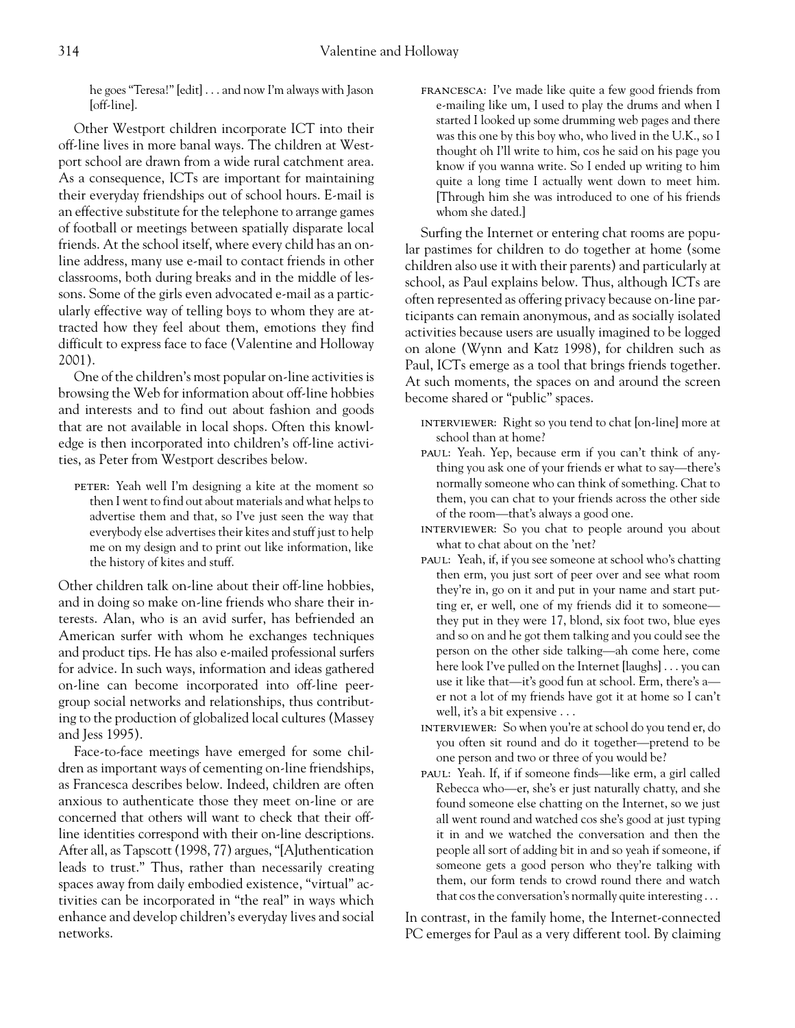he goes "Teresa!" [edit] . . . and now I'm always with Jason [off-line].

Other Westport children incorporate ICT into their off-line lives in more banal ways. The children at Westport school are drawn from a wide rural catchment area. As a consequence, ICTs are important for maintaining their everyday friendships out of school hours. E-mail is an effective substitute for the telephone to arrange games of football or meetings between spatially disparate local friends. At the school itself, where every child has an on-line address, many use e-mail to contact friends in other classrooms, both during breaks and in the middle of lessons. Some of the girls even advocated e-mail as a particularly effective way of telling boys to whom they are attracted how they feel about them, emotions they find difficult to express face to face (Valentine and Holloway 2001).

One of the children's most popular on-line activities is browsing the Web for information about off-line hobbies and interests and to find out about fashion and goods that are not available in local shops. Often this knowledge is then incorporated into children's off-line activities, as Peter from Westport describes below.

> PETER: Yeah well I'm designing a kite at the moment so then I went to find out about materials and what helps to advertise them and that, so I've just seen the way that everybody else advertises their kites and stuff just to help me on my design and to print out like information, like the history of kites and stuff.

Other children talk on-line about their off-line hobbies, and in doing so make on-line friends who share their interests. Alan, who is an avid surfer, has befriended an American surfer with whom he exchanges techniques and product tips. He has also e-mailed professional surfers for advice. In such ways, information and ideas gathered on-line can become incorporated into off-line peer-group social networks and relationships, thus contributing to the production of globalized local cultures (Massey and Jess 1995).

Face-to-face meetings have emerged for some children as important ways of cementing on-line friendships, as Francesca describes below. Indeed, children are often anxious to authenticate those they meet on-line or are concerned that others will want to check that their off-line identities correspond with their on-line descriptions. After all, as Tapscott (1998, 77) argues, "[A]uthentication leads to trust." Thus, rather than necessarily creating spaces away from daily embodied existence, "virtual" activities can be incorporated in "the real" in ways which enhance and develop children's everyday lives and social networks.

> FRANCESCA: I've made like quite a few good friends from e-mailing like um, I used to play the drums and when I started I looked up some drumming web pages and there was this one by this boy who, who lived in the U.K., so I thought oh I'll write to him, cos he said on his page you know if you wanna write. So I ended up writing to him quite a long time I actually went down to meet him. [Through him she was introduced to one of his friends whom she dated.]

Surfing the Internet or entering chat rooms are popular pastimes for children to do together at home (some children also use it with their parents) and particularly at school, as Paul explains below. Thus, although ICTs are often represented as offering privacy because on-line participants can remain anonymous, and as socially isolated activities because users are usually imagined to be logged on alone (Wynn and Katz 1998), for children such as Paul, ICTs emerge as a tool that brings friends together. At such moments, the spaces on and around the screen become shared or "public" spaces.

> INTERVIEWER: Right so you tend to chat [on-line] more at school than at home?
>
> PAUL: Yeah. Yep, because erm if you can't think of anything you ask one of your friends er what to say—there's normally someone who can think of something. Chat to them, you can chat to your friends across the other side of the room—that's always a good one.
>
> INTERVIEWER: So you chat to people around you about what to chat about on the 'net?
>
> PAUL: Yeah, if, if you see someone at school who's chatting then erm, you just sort of peer over and see what room they're in, go on it and put in your name and start putting er, er well, one of my friends did it to someone—they put in they were 17, blond, six foot two, blue eyes and so on and he got them talking and you could see the person on the other side talking—ah come here, come here look I've pulled on the Internet [laughs] . . . you can use it like that—it's good fun at school. Erm, there's a—er not a lot of my friends have got it at home so I can't well, it's a bit expensive . . .
>
> INTERVIEWER: So when you're at school do you tend er, do you often sit round and do it together—pretend to be one person and two or three of you would be?
>
> PAUL: Yeah. If, if if someone finds—like erm, a girl called Rebecca who—er, she's er just naturally chatty, and she found someone else chatting on the Internet, so we just all went round and watched cos she's good at just typing it in and we watched the conversation and then the people all sort of adding bit in and so yeah if someone, if someone gets a good person who they're talking with them, our form tends to crowd round there and watch that cos the conversation's normally quite interesting . . .

In contrast, in the family home, the Internet-connected PC emerges for Paul as a very different tool. By claiming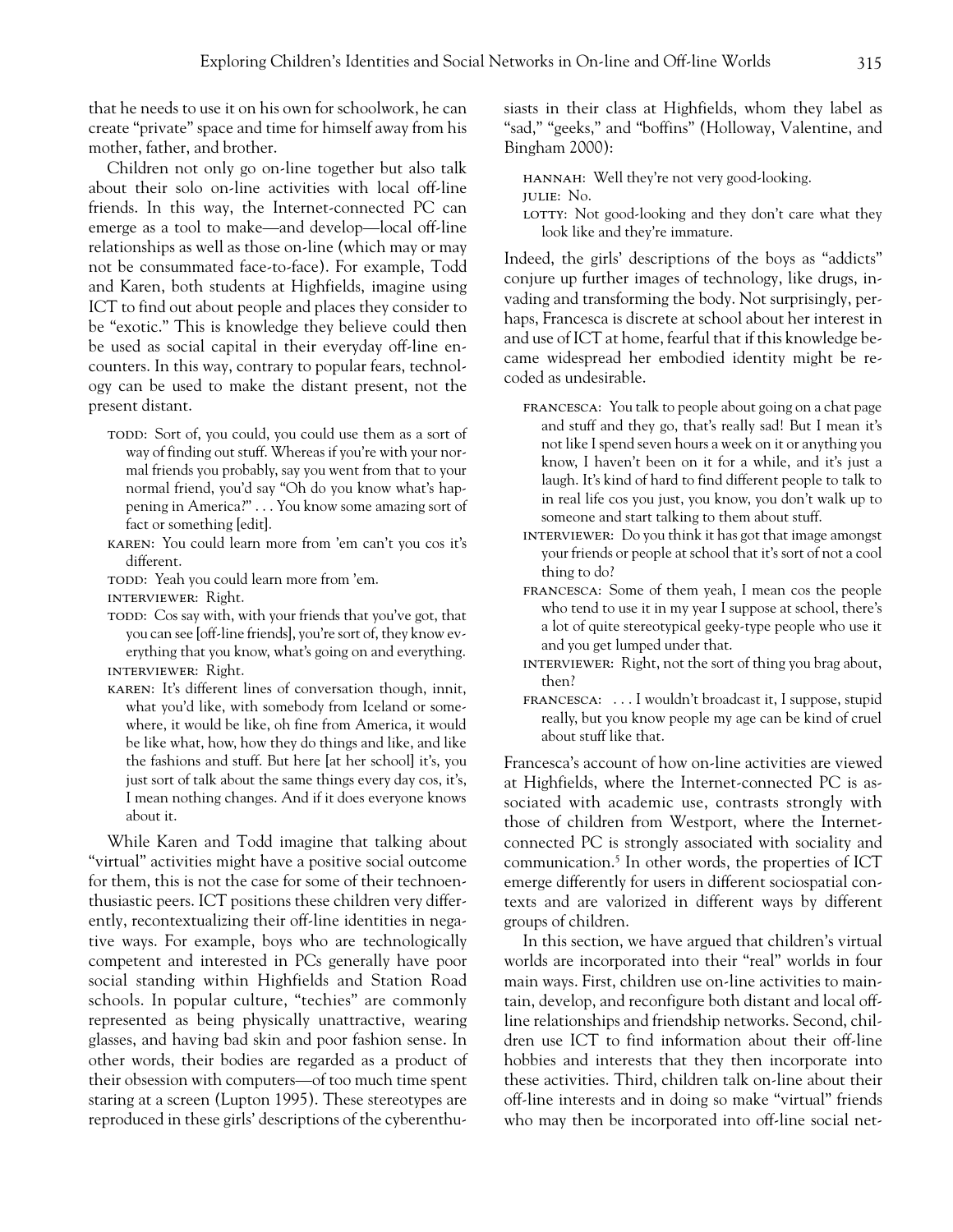that he needs to use it on his own for schoolwork, he can create "private" space and time for himself away from his mother, father, and brother.

Children not only go on-line together but also talk about their solo on-line activities with local off-line friends. In this way, the Internet-connected PC can emerge as a tool to make—and develop—local off-line relationships as well as those on-line (which may or may not be consummated face-to-face). For example, Todd and Karen, both students at Highfields, imagine using ICT to find out about people and places they consider to be "exotic." This is knowledge they believe could then be used as social capital in their everyday off-line encounters. In this way, contrary to popular fears, technology can be used to make the distant present, not the present distant.

> TODD: Sort of, you could, you could use them as a sort of way of finding out stuff. Whereas if you're with your normal friends you probably, say you went from that to your normal friend, you'd say "Oh do you know what's happening in America?" . . . You know some amazing sort of fact or something [edit].
>
> KAREN: You could learn more from 'em can't you cos it's different.
>
> TODD: Yeah you could learn more from 'em.
>
> INTERVIEWER: Right.
>
> TODD: Cos say with, with your friends that you've got, that you can see [off-line friends], you're sort of, they know everything that you know, what's going on and everything.
>
> INTERVIEWER: Right.
>
> KAREN: It's different lines of conversation though, innit, what you'd like, with somebody from Iceland or somewhere, it would be like, oh fine from America, it would be like what, how, how they do things and like, and like the fashions and stuff. But here [at her school] it's, you just sort of talk about the same things every day cos, it's, I mean nothing changes. And if it does everyone knows about it.

While Karen and Todd imagine that talking about "virtual" activities might have a positive social outcome for them, this is not the case for some of their technoenthusiastic peers. ICT positions these children very differently, recontextualizing their off-line identities in negative ways. For example, boys who are technologically competent and interested in PCs generally have poor social standing within Highfields and Station Road schools. In popular culture, "techies" are commonly represented as being physically unattractive, wearing glasses, and having bad skin and poor fashion sense. In other words, their bodies are regarded as a product of their obsession with computers—of too much time spent staring at a screen (Lupton 1995). These stereotypes are reproduced in these girls' descriptions of the cyberenthusiasts in their class at Highfields, whom they label as "sad," "geeks," and "boffins" (Holloway, Valentine, and Bingham 2000):

> HANNAH: Well they're not very good-looking.
>
> JULIE: No.
>
> LOTTY: Not good-looking and they don't care what they look like and they're immature.

Indeed, the girls' descriptions of the boys as "addicts" conjure up further images of technology, like drugs, invading and transforming the body. Not surprisingly, perhaps, Francesca is discrete at school about her interest in and use of ICT at home, fearful that if this knowledge became widespread her embodied identity might be recoded as undesirable.

> FRANCESCA: You talk to people about going on a chat page and stuff and they go, that's really sad! But I mean it's not like I spend seven hours a week on it or anything you know, I haven't been on it for a while, and it's just a laugh. It's kind of hard to find different people to talk to in real life cos you just, you know, you don't walk up to someone and start talking to them about stuff.
>
> INTERVIEWER: Do you think it has got that image amongst your friends or people at school that it's sort of not a cool thing to do?
>
> FRANCESCA: Some of them yeah, I mean cos the people who tend to use it in my year I suppose at school, there's a lot of quite stereotypical geeky-type people who use it and you get lumped under that.
>
> INTERVIEWER: Right, not the sort of thing you brag about, then?
>
> FRANCESCA: . . . I wouldn't broadcast it, I suppose, stupid really, but you know people my age can be kind of cruel about stuff like that.

Francesca's account of how on-line activities are viewed at Highfields, where the Internet-connected PC is associated with academic use, contrasts strongly with those of children from Westport, where the Internet-connected PC is strongly associated with sociality and communication.[5] In other words, the properties of ICT emerge differently for users in different sociospatial contexts and are valorized in different ways by different groups of children.

In this section, we have argued that children's virtual worlds are incorporated into their "real" worlds in four main ways. First, children use on-line activities to maintain, develop, and reconfigure both distant and local off-line relationships and friendship networks. Second, children use ICT to find information about their off-line hobbies and interests that they then incorporate into these activities. Third, children talk on-line about their off-line interests and in doing so make "virtual" friends who may then be incorporated into off-line social net-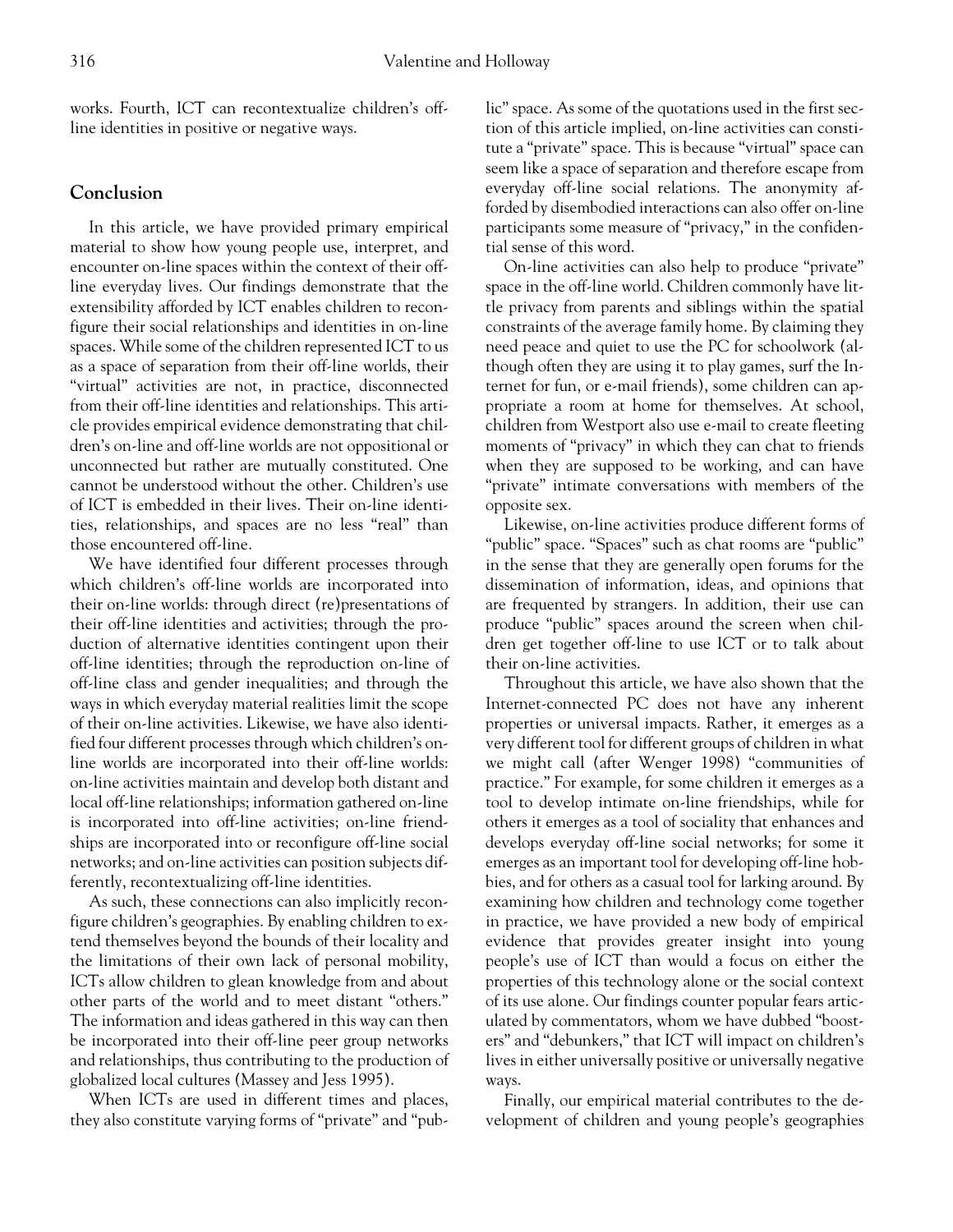works. Fourth, ICT can recontextualize children's off-line identities in positive or negative ways.

## Conclusion

In this article, we have provided primary empirical material to show how young people use, interpret, and encounter on-line spaces within the context of their off-line everyday lives. Our findings demonstrate that the extensibility afforded by ICT enables children to reconfigure their social relationships and identities in on-line spaces. While some of the children represented ICT to us as a space of separation from their off-line worlds, their "virtual" activities are not, in practice, disconnected from their off-line identities and relationships. This article provides empirical evidence demonstrating that children's on-line and off-line worlds are not oppositional or unconnected but rather are mutually constituted. One cannot be understood without the other. Children's use of ICT is embedded in their lives. Their on-line identities, relationships, and spaces are no less "real" than those encountered off-line.

We have identified four different processes through which children's off-line worlds are incorporated into their on-line worlds: through direct (re)presentations of their off-line identities and activities; through the production of alternative identities contingent upon their off-line identities; through the reproduction on-line of off-line class and gender inequalities; and through the ways in which everyday material realities limit the scope of their on-line activities. Likewise, we have also identified four different processes through which children's on-line worlds are incorporated into their off-line worlds: on-line activities maintain and develop both distant and local off-line relationships; information gathered on-line is incorporated into off-line activities; on-line friendships are incorporated into or reconfigure off-line social networks; and on-line activities can position subjects differently, recontextualizing off-line identities.

As such, these connections can also implicitly reconfigure children's geographies. By enabling children to extend themselves beyond the bounds of their locality and the limitations of their own lack of personal mobility, ICTs allow children to glean knowledge from and about other parts of the world and to meet distant "others." The information and ideas gathered in this way can then be incorporated into their off-line peer group networks and relationships, thus contributing to the production of globalized local cultures (Massey and Jess 1995).

When ICTs are used in different times and places, they also constitute varying forms of "private" and "public" space. As some of the quotations used in the first section of this article implied, on-line activities can constitute a "private" space. This is because "virtual" space can seem like a space of separation and therefore escape from everyday off-line social relations. The anonymity afforded by disembodied interactions can also offer on-line participants some measure of "privacy," in the confidential sense of this word.

On-line activities can also help to produce "private" space in the off-line world. Children commonly have little privacy from parents and siblings within the spatial constraints of the average family home. By claiming they need peace and quiet to use the PC for schoolwork (although often they are using it to play games, surf the Internet for fun, or e-mail friends), some children can appropriate a room at home for themselves. At school, children from Westport also use e-mail to create fleeting moments of "privacy" in which they can chat to friends when they are supposed to be working, and can have "private" intimate conversations with members of the opposite sex.

Likewise, on-line activities produce different forms of "public" space. "Spaces" such as chat rooms are "public" in the sense that they are generally open forums for the dissemination of information, ideas, and opinions that are frequented by strangers. In addition, their use can produce "public" spaces around the screen when children get together off-line to use ICT or to talk about their on-line activities.

Throughout this article, we have also shown that the Internet-connected PC does not have any inherent properties or universal impacts. Rather, it emerges as a very different tool for different groups of children in what we might call (after Wenger 1998) "communities of practice." For example, for some children it emerges as a tool to develop intimate on-line friendships, while for others it emerges as a tool of sociality that enhances and develops everyday off-line social networks; for some it emerges as an important tool for developing off-line hobbies, and for others as a casual tool for larking around. By examining how children and technology come together in practice, we have provided a new body of empirical evidence that provides greater insight into young people's use of ICT than would a focus on either the properties of this technology alone or the social context of its use alone. Our findings counter popular fears articulated by commentators, whom we have dubbed "boosters" and "debunkers," that ICT will impact on children's lives in either universally positive or universally negative ways.

Finally, our empirical material contributes to the development of children and young people's geographies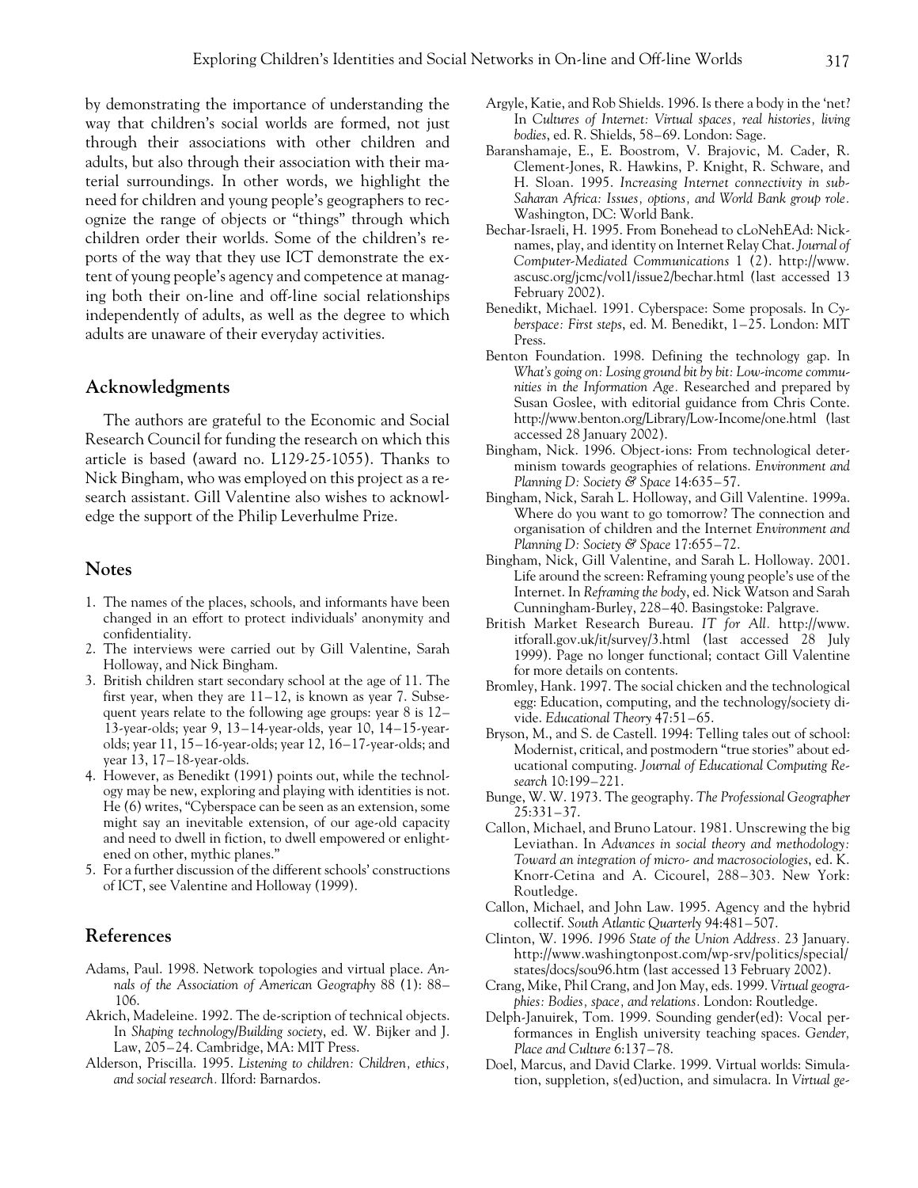by demonstrating the importance of understanding the way that children's social worlds are formed, not just through their associations with other children and adults, but also through their association with their material surroundings. In other words, we highlight the need for children and young people's geographers to recognize the range of objects or "things" through which children order their worlds. Some of the children's reports of the way that they use ICT demonstrate the extent of young people's agency and competence at managing both their on-line and off-line social relationships independently of adults, as well as the degree to which adults are unaware of their everyday activities.

## Acknowledgments

The authors are grateful to the Economic and Social Research Council for funding the research on which this article is based (award no. L129-25-1055). Thanks to Nick Bingham, who was employed on this project as a research assistant. Gill Valentine also wishes to acknowledge the support of the Philip Leverhulme Prize.

## Notes

1. The names of the places, schools, and informants have been changed in an effort to protect individuals' anonymity and confidentiality.
2. The interviews were carried out by Gill Valentine, Sarah Holloway, and Nick Bingham.
3. British children start secondary school at the age of 11. The first year, when they are 11–12, is known as year 7. Subsequent years relate to the following age groups: year 8 is 12–13-year-olds; year 9, 13–14-year-olds, year 10, 14–15-year-olds; year 11, 15–16-year-olds; year 12, 16–17-year-olds; and year 13, 17–18-year-olds.
4. However, as Benedikt (1991) points out, while the technology may be new, exploring and playing with identities is not. He (6) writes, "Cyberspace can be seen as an extension, some might say an inevitable extension, of our age-old capacity and need to dwell in fiction, to dwell empowered or enlightened on other, mythic planes."
5. For a further discussion of the different schools' constructions of ICT, see Valentine and Holloway (1999).

## References

Adams, Paul. 1998. Network topologies and virtual place. *Annals of the Association of American Geography* 88 (1): 88–106.

Akrich, Madeleine. 1992. The de-scription of technical objects. In *Shaping technology/Building society*, ed. W. Bijker and J. Law, 205–24. Cambridge, MA: MIT Press.

Alderson, Priscilla. 1995. *Listening to children: Children, ethics, and social research.* Ilford: Barnardos.

Argyle, Katie, and Rob Shields. 1996. Is there a body in the 'net? In *Cultures of Internet: Virtual spaces, real histories, living bodies*, ed. R. Shields, 58–69. London: Sage.

Baranshamaje, E., E. Boostrom, V. Brajovic, M. Cader, R. Clement-Jones, R. Hawkins, P. Knight, R. Schware, and H. Sloan. 1995. *Increasing Internet connectivity in sub-Saharan Africa: Issues, options, and World Bank group role.* Washington, DC: World Bank.

Bechar-Israeli, H. 1995. From Bonehead to cLoNehEAd: Nicknames, play, and identity on Internet Relay Chat. *Journal of Computer-Mediated Communications* 1 (2). http://www.ascusc.org/jcmc/vol1/issue2/bechar.html (last accessed 13 February 2002).

Benedikt, Michael. 1991. Cyberspace: Some proposals. In *Cyberspace: First steps*, ed. M. Benedikt, 1–25. London: MIT Press.

Benton Foundation. 1998. Defining the technology gap. In *What's going on: Losing ground bit by bit: Low-income communities in the Information Age.* Researched and prepared by Susan Goslee, with editorial guidance from Chris Conte. http://www.benton.org/Library/Low-Income/one.html (last accessed 28 January 2002).

Bingham, Nick. 1996. Object-ions: From technological determinism towards geographies of relations. *Environment and Planning D: Society & Space* 14:635–57.

Bingham, Nick, Sarah L. Holloway, and Gill Valentine. 1999a. Where do you want to go tomorrow? The connection and organisation of children and the Internet *Environment and Planning D: Society & Space* 17:655–72.

Bingham, Nick, Gill Valentine, and Sarah L. Holloway. 2001. Life around the screen: Reframing young people's use of the Internet. In *Reframing the body*, ed. Nick Watson and Sarah Cunningham-Burley, 228–40. Basingstoke: Palgrave.

British Market Research Bureau. *IT for All.* http://www.itforall.gov.uk/it/survey/3.html (last accessed 28 July 1999). Page no longer functional; contact Gill Valentine for more details on contents.

Bromley, Hank. 1997. The social chicken and the technological egg: Education, computing, and the technology/society divide. *Educational Theory* 47:51–65.

Bryson, M., and S. de Castell. 1994: Telling tales out of school: Modernist, critical, and postmodern "true stories" about educational computing. *Journal of Educational Computing Research* 10:199–221.

Bunge, W. W. 1973. The geography. *The Professional Geographer* 25:331–37.

Callon, Michael, and Bruno Latour. 1981. Unscrewing the big Leviathan. In *Advances in social theory and methodology: Toward an integration of micro- and macrosociologies*, ed. K. Knorr-Cetina and A. Cicourel, 288–303. New York: Routledge.

Callon, Michael, and John Law. 1995. Agency and the hybrid collectif. *South Atlantic Quarterly* 94:481–507.

Clinton, W. 1996. *1996 State of the Union Address.* 23 January. http://www.washingtonpost.com/wp-srv/politics/special/states/docs/sou96.htm (last accessed 13 February 2002).

Crang, Mike, Phil Crang, and Jon May, eds. 1999. *Virtual geographies: Bodies, space, and relations.* London: Routledge.

Delph-Januirek, Tom. 1999. Sounding gender(ed): Vocal performances in English university teaching spaces. *Gender, Place and Culture* 6:137–78.

Doel, Marcus, and David Clarke. 1999. Virtual worlds: Simulation, suppletion, s(ed)uction, and simulacra. In *Virtual ge-*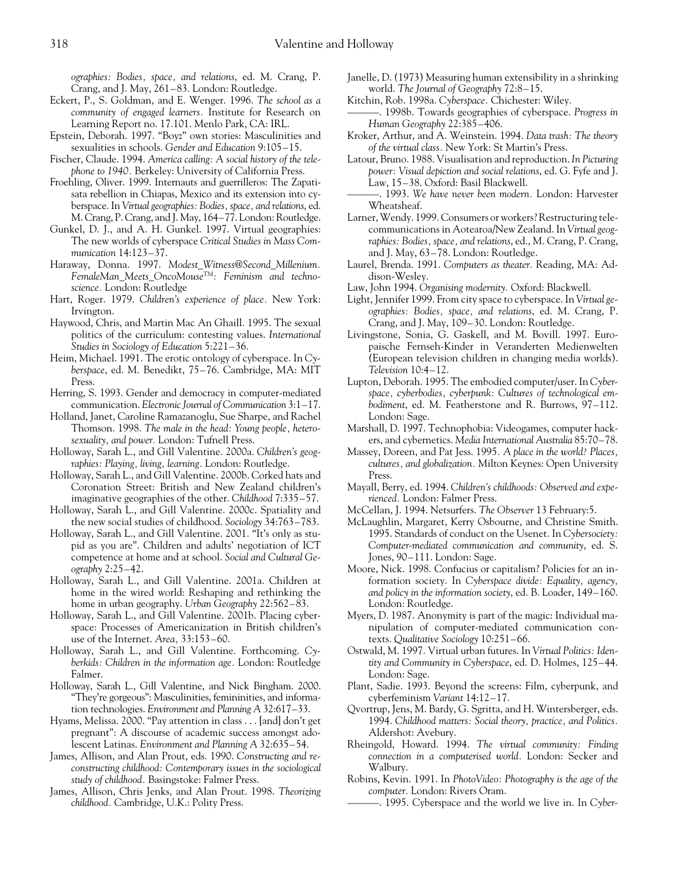*ographies: Bodies, space, and relations*, ed. M. Crang, P. Crang, and J. May, 261–83. London: Routledge.

Eckert, P., S. Goldman, and E. Wenger. 1996. *The school as a community of engaged learners.* Institute for Research on Learning Report no. 17.101. Menlo Park, CA: IRL.

Epstein, Deborah. 1997. "Boyz" own stories: Masculinities and sexualities in schools. *Gender and Education* 9:105–15.

Fischer, Claude. 1994. *America calling: A social history of the telephone to 1940.* Berkeley: University of California Press.

Froehling, Oliver. 1999. Internauts and guerrilleros: The Zapatisata rebellion in Chiapas, Mexico and its extension into cyberspace. In *Virtual geographies: Bodies, space, and relations*, ed. M. Crang, P. Crang, and J. May, 164–77. London: Routledge.

Gunkel, D. J., and A. H. Gunkel. 1997. Virtual geographies: The new worlds of cyberspace *Critical Studies in Mass Communication* 14:123–37.

Haraway, Donna. 1997. *Modest_Witness@Second_Millenium. FemaleMan_Meets_OncoMouse™: Feminism and technoscience.* London: Routledge

Hart, Roger. 1979. *Children's experience of place.* New York: Irvington.

Haywood, Chris, and Martin Mac An Ghaill. 1995. The sexual politics of the curriculum: contesting values. *International Studies in Sociology of Education* 5:221–36.

Heim, Michael. 1991. The erotic ontology of cyberspace. In *Cyberspace*, ed. M. Benedikt, 75–76. Cambridge, MA: MIT Press.

Herring, S. 1993. Gender and democracy in computer-mediated communication. *Electronic Journal of Communication* 3:1–17.

Holland, Janet, Caroline Ramazanoglu, Sue Sharpe, and Rachel Thomson. 1998. *The male in the head: Young people, heterosexuality, and power.* London: Tufnell Press.

Holloway, Sarah L., and Gill Valentine. 2000a. *Children's geographies: Playing, living, learning.* London: Routledge.

Holloway, Sarah L., and Gill Valentine. 2000b. Corked hats and Coronation Street: British and New Zealand children's imaginative geographies of the other. *Childhood* 7:335–57.

Holloway, Sarah L., and Gill Valentine. 2000c. Spatiality and the new social studies of childhood. *Sociology* 34:763–783.

Holloway, Sarah L., and Gill Valentine. 2001. "It's only as stupid as you are". Children and adults' negotiation of ICT competence at home and at school. *Social and Cultural Geography* 2:25–42.

Holloway, Sarah L., and Gill Valentine. 2001a. Children at home in the wired world: Reshaping and rethinking the home in urban geography. *Urban Geography* 22:562–83.

Holloway, Sarah L., and Gill Valentine. 2001b. Placing cyberspace: Processes of Americanization in British children's use of the Internet. *Area,* 33:153–60.

Holloway, Sarah L., and Gill Valentine. Forthcoming. *Cyberkids: Children in the information age.* London: Routledge Falmer.

Holloway, Sarah L., Gill Valentine, and Nick Bingham. 2000. "They're gorgeous": Masculinities, femininities, and information technologies. *Environment and Planning A* 32:617–33.

Hyams, Melissa. 2000. "Pay attention in class . . . [and] don't get pregnant": A discourse of academic success amongst adolescent Latinas. *Environment and Planning A* 32:635–54.

James, Allison, and Alan Prout, eds. 1990. *Constructing and reconstructing childhood: Contemporary issues in the sociological study of childhood.* Basingstoke: Falmer Press.

James, Allison, Chris Jenks, and Alan Prout. 1998. *Theorizing childhood.* Cambridge, U.K.: Polity Press.

Janelle, D. (1973) Measuring human extensibility in a shrinking world. *The Journal of Geography* 72:8–15.

Kitchin, Rob. 1998a. *Cyberspace.* Chichester: Wiley.

———. 1998b. Towards geographies of cyberspace. *Progress in Human Geography* 22:385–406.

Kroker, Arthur, and A. Weinstein. 1994. *Data trash: The theory of the virtual class.* New York: St Martin's Press.

Latour, Bruno. 1988. Visualisation and reproduction. *In Picturing power: Visual depiction and social relations*, ed. G. Fyfe and J. Law, 15–38. Oxford: Basil Blackwell.

———. 1993. *We have never been modern.* London: Harvester Wheatsheaf.

Larner, Wendy. 1999. Consumers or workers? Restructuring telecommunications in Aotearoa/New Zealand. In *Virtual geographies: Bodies, space, and relations*, ed., M. Crang, P. Crang, and J. May, 63–78. London: Routledge.

Laurel, Brenda. 1991. *Computers as theater.* Reading, MA: Addison-Wesley.

Law, John 1994. *Organising modernity.* Oxford: Blackwell.

Light, Jennifer 1999. From city space to cyberspace. In *Virtual geographies: Bodies, space, and relations*, ed. M. Crang, P. Crang, and J. May, 109–30. London: Routledge.

Livingstone, Sonia, G. Gaskell, and M. Bovill. 1997. Europaische Fernseh-Kinder in Veranderten Medienwelten (European television children in changing media worlds). *Television* 10:4–12.

Lupton, Deborah. 1995. The embodied computer/user. In *Cyberspace, cyberbodies, cyberpunk: Cultures of technological embodiment*, ed. M. Featherstone and R. Burrows, 97–112. London: Sage.

Marshall, D. 1997. Technophobia: Videogames, computer hackers, and cybernetics. *Media International Australia* 85:70–78.

Massey, Doreen, and Pat Jess. 1995. *A place in the world? Places, cultures, and globalization.* Milton Keynes: Open University Press.

Mayall, Berry, ed. 1994. *Children's childhoods: Observed and experienced.* London: Falmer Press.

McCellan, J. 1994. Netsurfers. *The Observer* 13 February:5.

McLaughlin, Margaret, Kerry Osbourne, and Christine Smith. 1995. Standards of conduct on the Usenet. In *Cybersociety: Computer-mediated communication and community*, ed. S. Jones, 90–111. London: Sage.

Moore, Nick. 1998. Confucius or capitalism? Policies for an information society. In *Cyberspace divide: Equality, agency, and policy in the information society*, ed. B. Loader, 149–160. London: Routledge.

Myers, D. 1987. Anonymity is part of the magic: Individual manipulation of computer-mediated communication contexts. *Qualitative Sociology* 10:251–66.

Ostwald, M. 1997. Virtual urban futures. In *Virtual Politics: Identity and Community in Cyberspace*, ed. D. Holmes, 125–44. London: Sage.

Plant, Sadie. 1993. Beyond the screens: Film, cyberpunk, and cyberfeminism *Variant* 14:12–17.

Qvortrup, Jens, M. Bardy, G. Sgritta, and H. Wintersberger, eds. 1994. *Childhood matters: Social theory, practice, and Politics.* Aldershot: Avebury.

Rheingold, Howard. 1994. *The virtual community: Finding connection in a computerised world.* London: Secker and Walbury.

Robins, Kevin. 1991. In *PhotoVideo: Photography is the age of the computer.* London: Rivers Oram.

———. 1995. Cyberspace and the world we live in. In *Cyber-*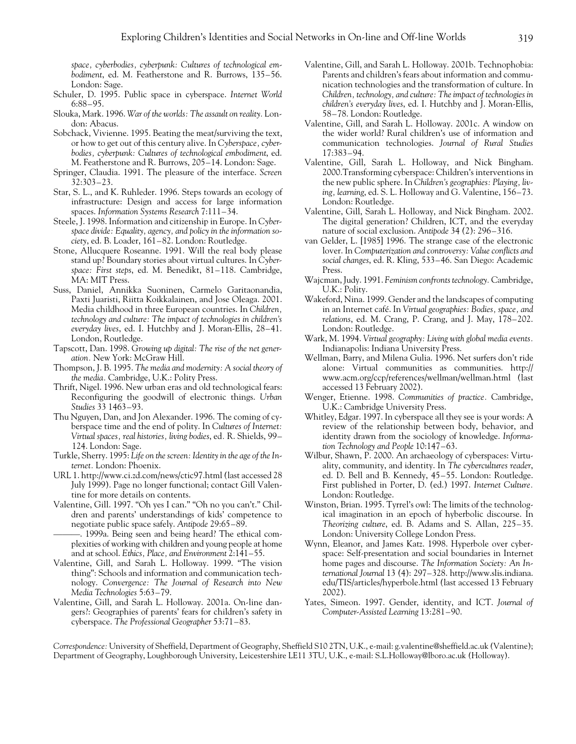*space, cyberbodies, cyberpunk: Cultures of technological embodiment*, ed. M. Featherstone and R. Burrows, 135–56. London: Sage.

Schuler, D. 1995. Public space in cyberspace. *Internet World* 6:88–95.

Slouka, Mark. 1996. *War of the worlds: The assault on reality.* London: Abacus.

Sobchack, Vivienne. 1995. Beating the meat/surviving the text, or how to get out of this century alive. In *Cyberspace, cyberbodies, cyberpunk: Cultures of technological embodiment*, ed. M. Featherstone and R. Burrows, 205–14. London: Sage.

Springer, Claudia. 1991. The pleasure of the interface. *Screen* 32:303–23.

Star, S. L., and K. Ruhleder. 1996. Steps towards an ecology of infrastructure: Design and access for large information spaces. *Information Systems Research* 7:111–34.

Steele, J. 1998. Information and citizenship in Europe. In *Cyberspace divide: Equality, agency, and policy in the information society*, ed. B. Loader, 161–82. London: Routledge.

Stone, Allucquere Roseanne. 1991. Will the real body please stand up? Boundary stories about virtual cultures. In *Cyberspace: First steps*, ed. M. Benedikt, 81–118. Cambridge, MA: MIT Press.

Suss, Daniel, Annikka Suoninen, Carmelo Garitaonandia, Paxti Juaristi, Riitta Koikkalainen, and Jose Oleaga. 2001. Media childhood in three European countries. In *Children, technology and culture: The impact of technologies in children's everyday lives*, ed. I. Hutchby and J. Moran-Ellis, 28–41. London, Routledge.

Tapscott, Dan. 1998. *Growing up digital: The rise of the net generation.* New York: McGraw Hill.

Thompson, J. B. 1995. *The media and modernity: A social theory of the media.* Cambridge, U.K.: Polity Press.

Thrift, Nigel. 1996. New urban eras and old technological fears: Reconfiguring the goodwill of electronic things. *Urban Studies* 33 1463–93.

Thu Nguyen, Dan, and Jon Alexander. 1996. The coming of cyberspace time and the end of polity. In *Cultures of Internet: Virtual spaces, real histories, living bodies*, ed. R. Shields, 99–124. London: Sage.

Turkle, Sherry. 1995: *Life on the screen: Identity in the age of the Internet.* London: Phoenix.

URL 1. http://www.ci.zd.com/news/ctic97.html (last accessed 28 July 1999). Page no longer functional; contact Gill Valentine for more details on contents.

Valentine, Gill. 1997. "Oh yes I can." "Oh no you can't." Children and parents' understandings of kids' competence to negotiate public space safely. *Antipode* 29:65–89.

———. 1999a. Being seen and being heard? The ethical complexities of working with children and young people at home and at school. *Ethics, Place, and Environment* 2:141–55.

Valentine, Gill, and Sarah L. Holloway. 1999. "The vision thing": Schools and information and communication technology. *Convergence: The Journal of Research into New Media Technologies* 5:63–79.

Valentine, Gill, and Sarah L. Holloway. 2001a. On-line dangers?: Geographies of parents' fears for children's safety in cyberspace. *The Professional Geographer* 53:71–83.

Valentine, Gill, and Sarah L. Holloway. 2001b. Technophobia: Parents and children's fears about information and communication technologies and the transformation of culture. In *Children, technology, and culture: The impact of technologies in children's everyday lives*, ed. I. Hutchby and J. Moran-Ellis, 58–78. London: Routledge.

Valentine, Gill, and Sarah L. Holloway. 2001c. A window on the wider world? Rural children's use of information and communication technologies. *Journal of Rural Studies* 17:383–94.

Valentine, Gill, Sarah L. Holloway, and Nick Bingham. 2000.Transforming cyberspace: Children's interventions in the new public sphere. In *Children's geographies: Playing, living, learning*, ed. S. L. Holloway and G. Valentine, 156–73. London: Routledge.

Valentine, Gill, Sarah L. Holloway, and Nick Bingham. 2002. The digital generation? Children, ICT, and the everyday nature of social exclusion. *Antipode* 34 (2): 296–316.

van Gelder, L. [1985] 1996. The strange case of the electronic lover. In *Computerization and controversy: Value conflicts and social changes*, ed. R. Kling, 533–46. San Diego: Academic Press.

Wajcman, Judy. 1991. *Feminism confronts technology.* Cambridge, U.K.: Polity.

Wakeford, Nina. 1999. Gender and the landscapes of computing in an Internet café. In *Virtual geographies: Bodies, space, and relations*, ed. M. Crang, P. Crang, and J. May, 178–202. London: Routledge.

Wark, M. 1994. *Virtual geography: Living with global media events.* Indianapolis: Indiana University Press.

Wellman, Barry, and Milena Gulia. 1996. Net surfers don't ride alone: Virtual communities as communities. http://www.acm.org/ccp/references/wellman/wellman.html (last accessed 13 February 2002).

Wenger, Etienne. 1998. *Communities of practice.* Cambridge, U.K.: Cambridge University Press.

Whitley, Edgar. 1997. In cyberspace all they see is your words: A review of the relationship between body, behavior, and identity drawn from the sociology of knowledge. *Information Technology and People* 10:147–63.

Wilbur, Shawn, P. 2000. An archaeology of cyberspaces: Virtuality, community, and identity. In *The cybercultures reader*, ed. D. Bell and B. Kennedy, 45–55. London: Routledge. First published in Porter, D. (ed.) 1997. *Internet Culture.* London: Routledge.

Winston, Brian. 1995. Tyrrel's owl: The limits of the technological imagination in an epoch of hyberbolic discourse. In *Theorizing culture*, ed. B. Adams and S. Allan, 225–35. London: University College London Press.

Wynn, Eleanor, and James Katz. 1998. Hyperbole over cyberspace: Self-presentation and social boundaries in Internet home pages and discourse. *The Information Society: An International Journal* 13 (4): 297–328. http://www.slis.indiana.edu/TIS/articles/hyperbole.html (last accessed 13 February 2002).

Yates, Simeon. 1997. Gender, identity, and ICT. *Journal of Computer-Assisted Learning* 13:281–90.

*Correspondence:* University of Sheffield, Department of Geography, Sheffield S10 2TN, U.K., e-mail: g.valentine@sheffield.ac.uk (Valentine); Department of Geography, Loughborough University, Leicestershire LE11 3TU, U.K., e-mail: S.L.Holloway@lboro.ac.uk (Holloway).